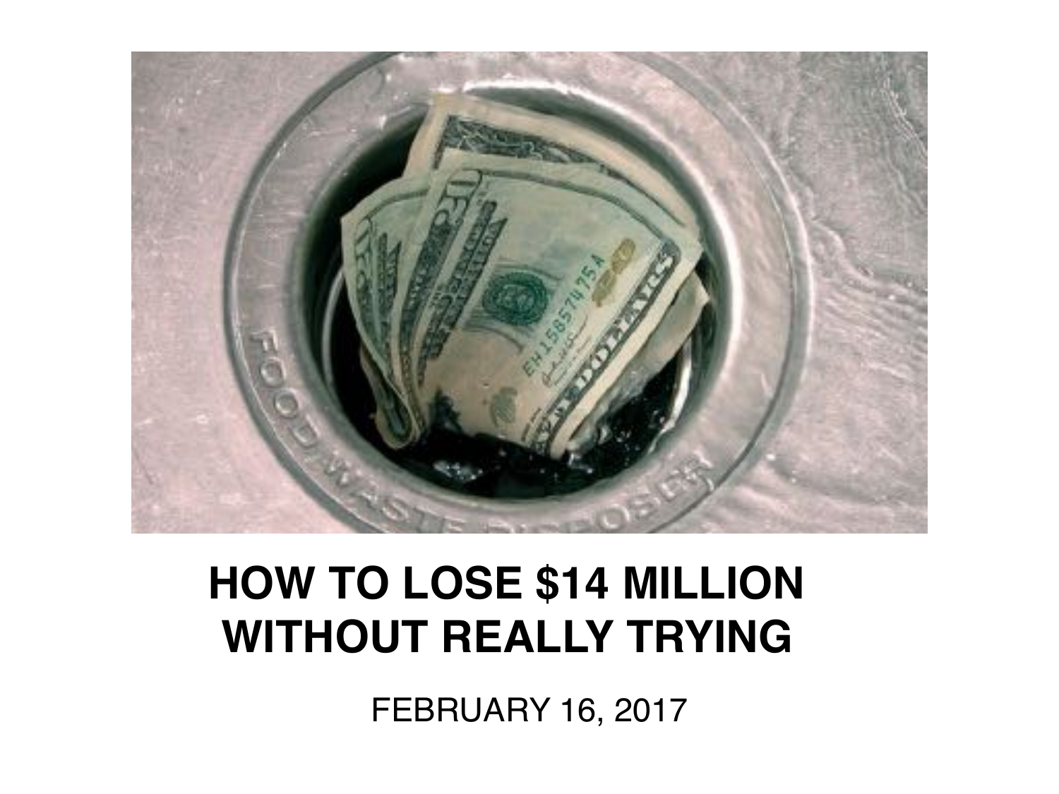# HOW TO LOSE $14 MILLION WITHOUT REALLY TRYING

FEBRUARY 16, 2017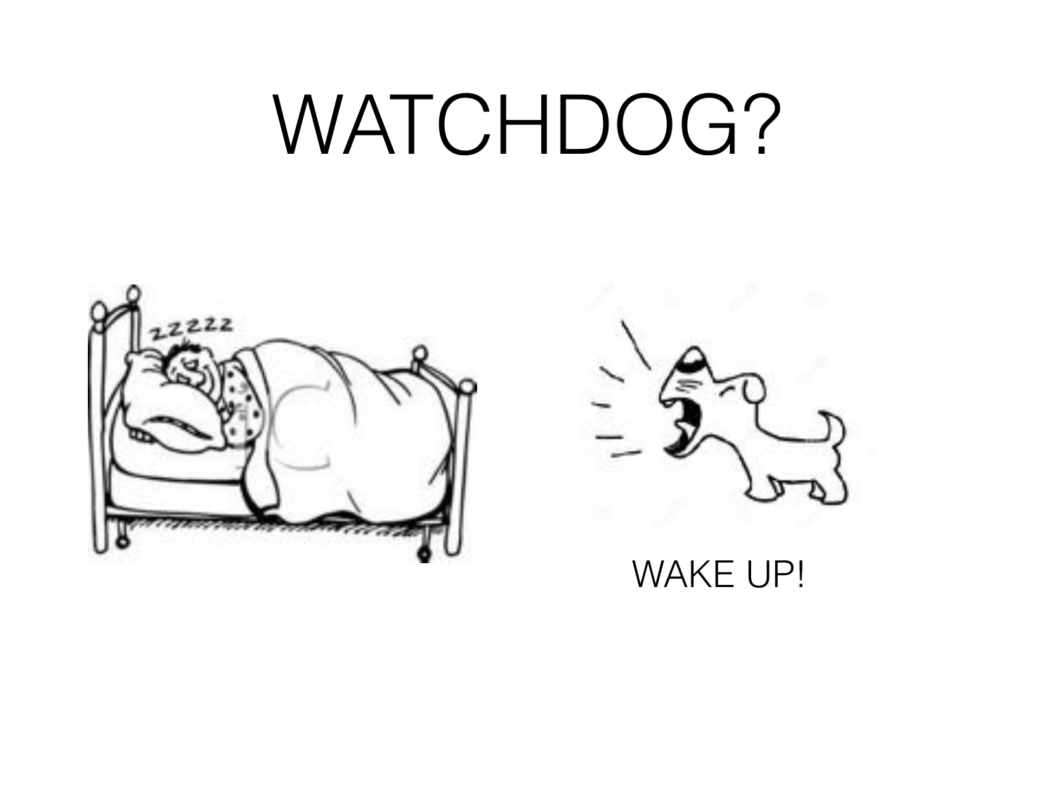# WATCHDOG?

WAKE UP!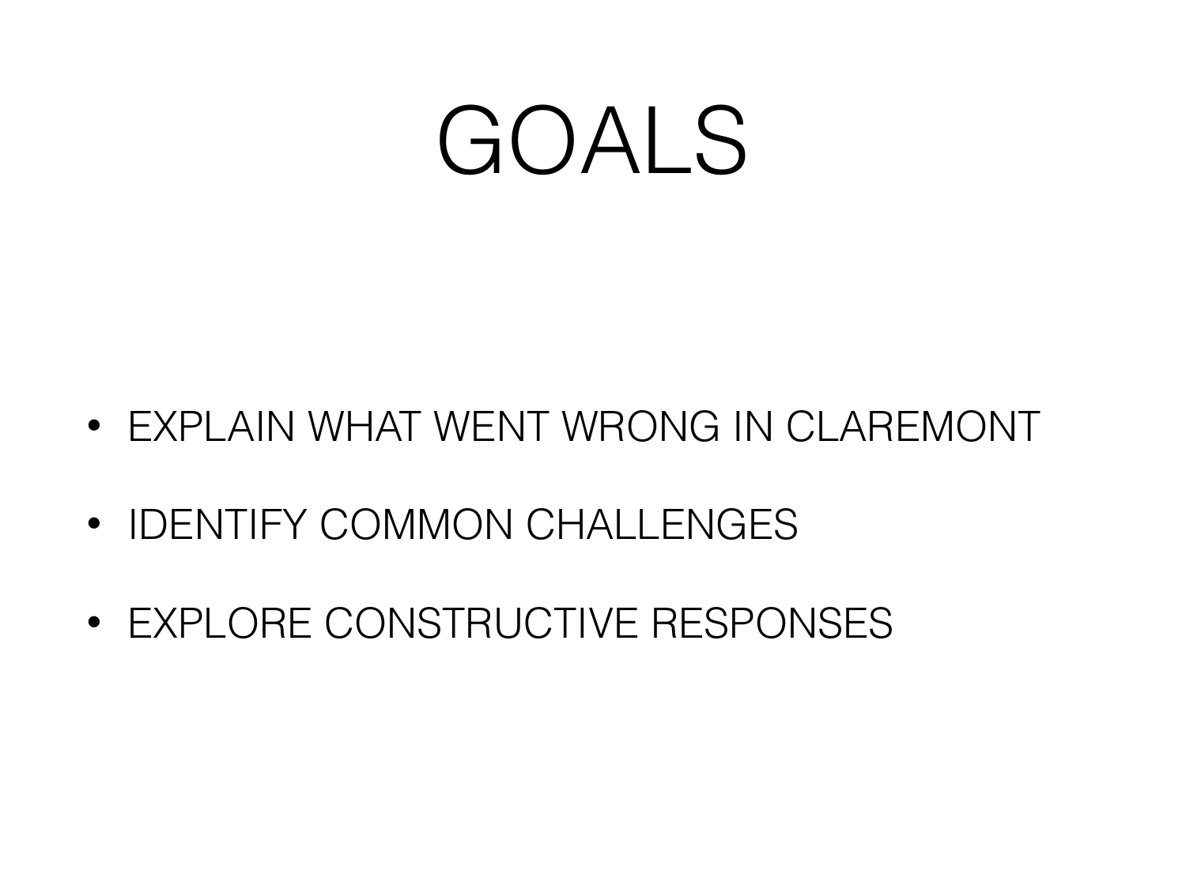# GOALS

- EXPLAIN WHAT WENT WRONG IN CLAREMONT
- IDENTIFY COMMON CHALLENGES
- EXPLORE CONSTRUCTIVE RESPONSES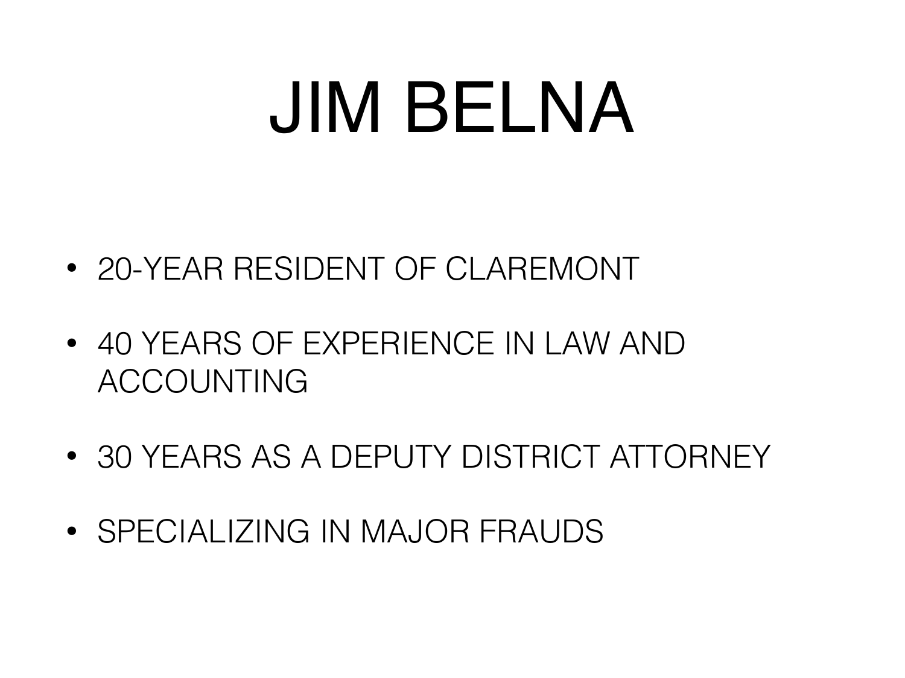# JIM BELNA

- 20-YEAR RESIDENT OF CLAREMONT
- 40 YEARS OF EXPERIENCE IN LAW AND ACCOUNTING
- 30 YEARS AS A DEPUTY DISTRICT ATTORNEY
- SPECIALIZING IN MAJOR FRAUDS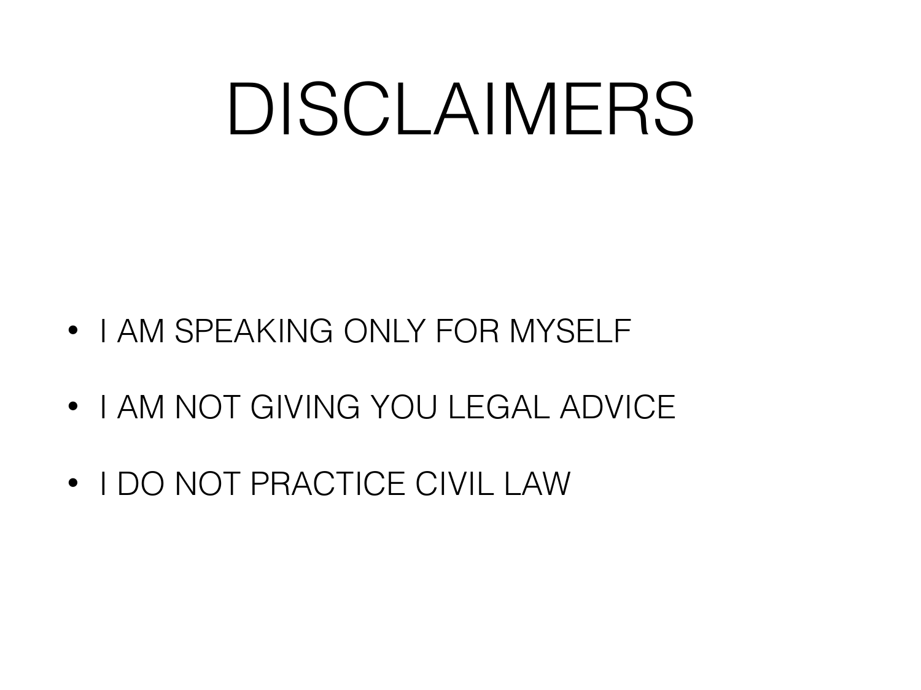# DISCLAIMERS

- I AM SPEAKING ONLY FOR MYSELF
- I AM NOT GIVING YOU LEGAL ADVICE
- I DO NOT PRACTICE CIVIL LAW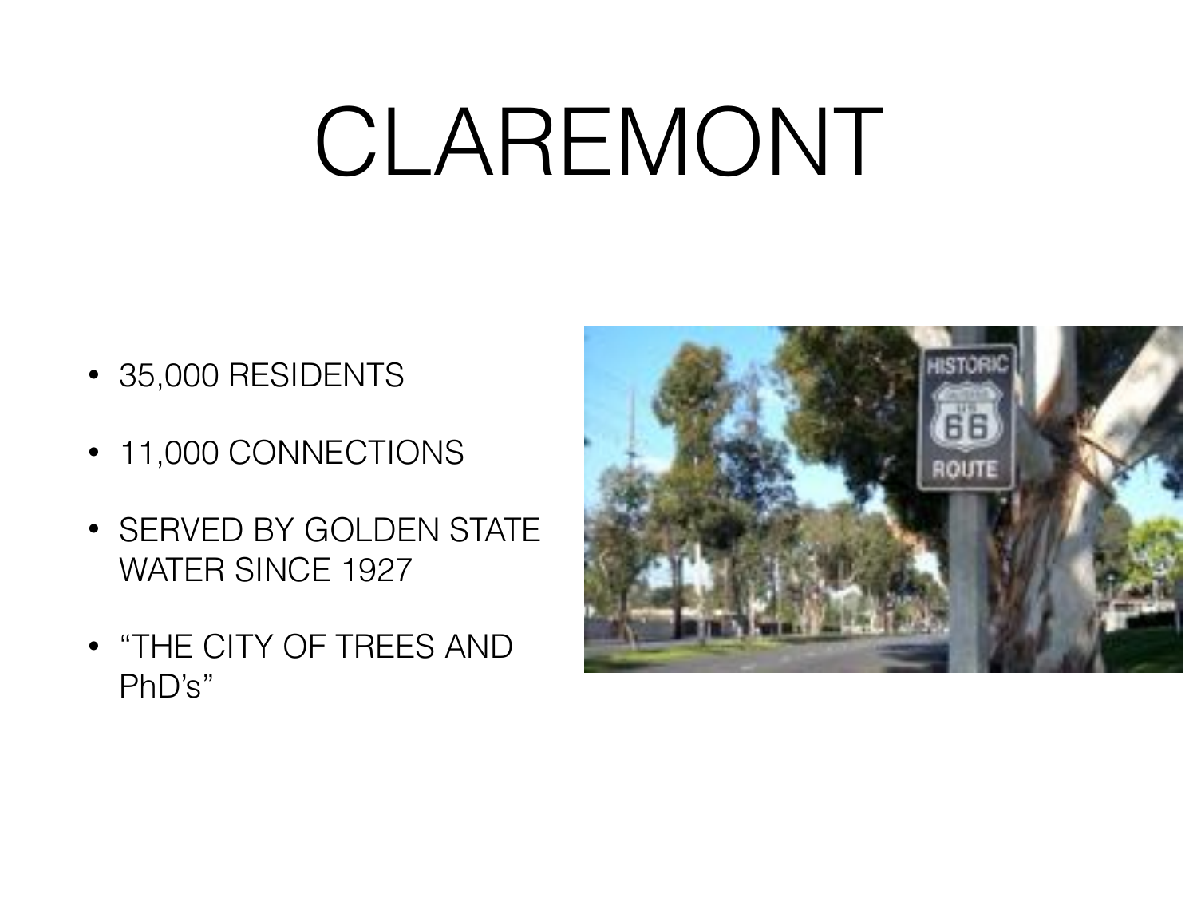# CLAREMONT

- 35,000 RESIDENTS
- 11,000 CONNECTIONS
- SERVED BY GOLDEN STATE WATER SINCE 1927
- "THE CITY OF TREES AND PhD's"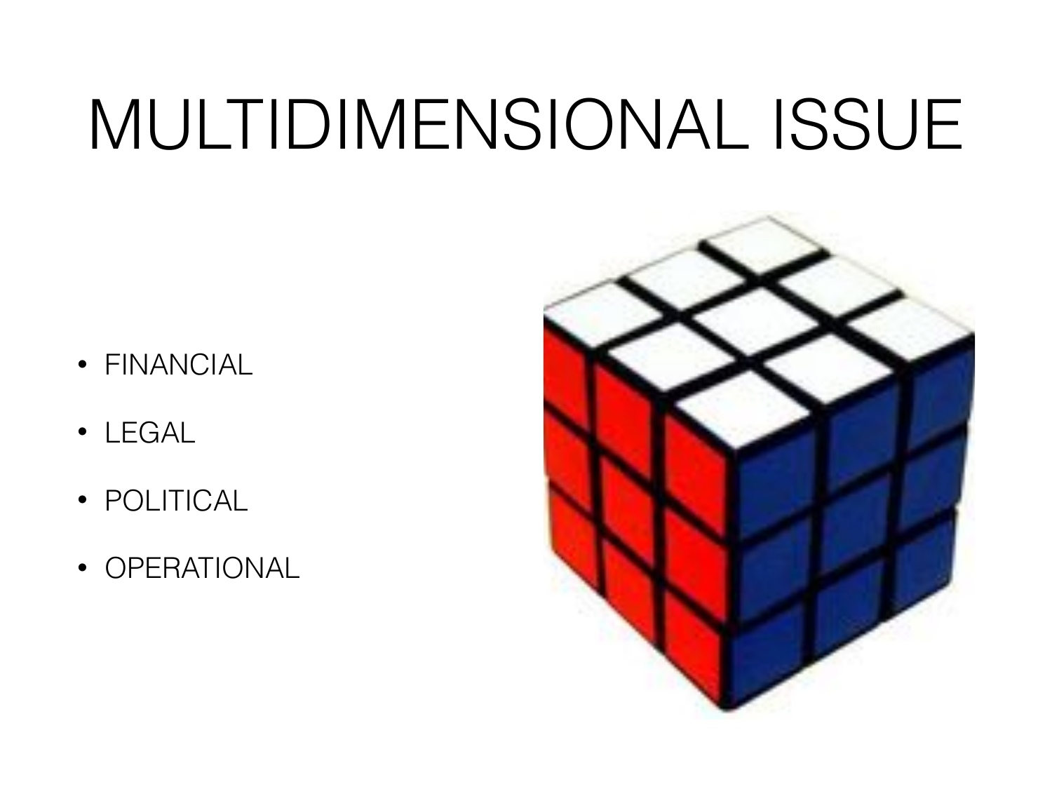# MULTIDIMENSIONAL ISSUE

- FINANCIAL
- LEGAL
- POLITICAL
- OPERATIONAL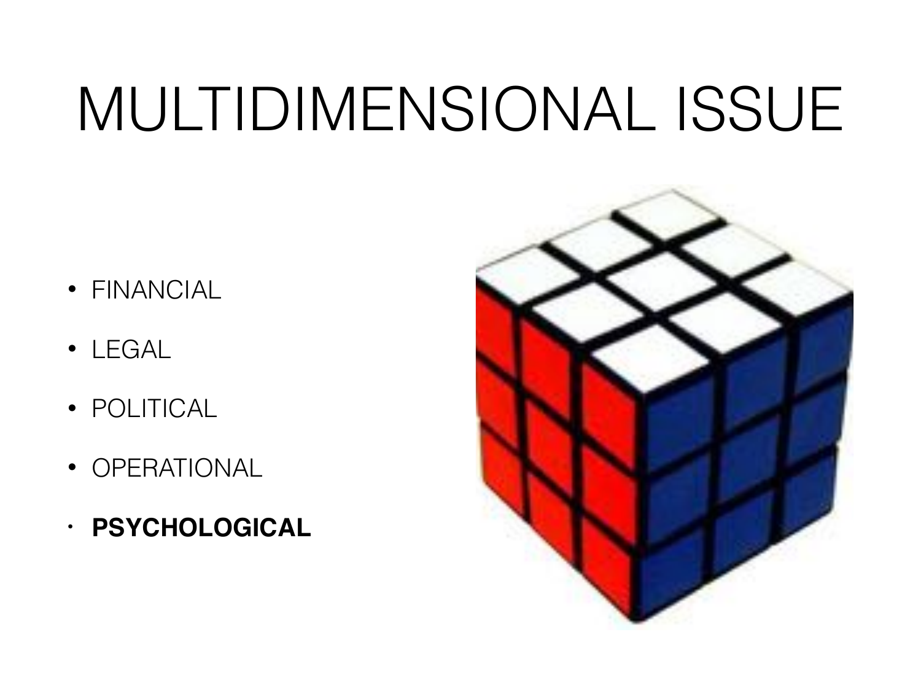# MULTIDIMENSIONAL ISSUE

- FINANCIAL
- LEGAL
- POLITICAL
- OPERATIONAL
- **PSYCHOLOGICAL**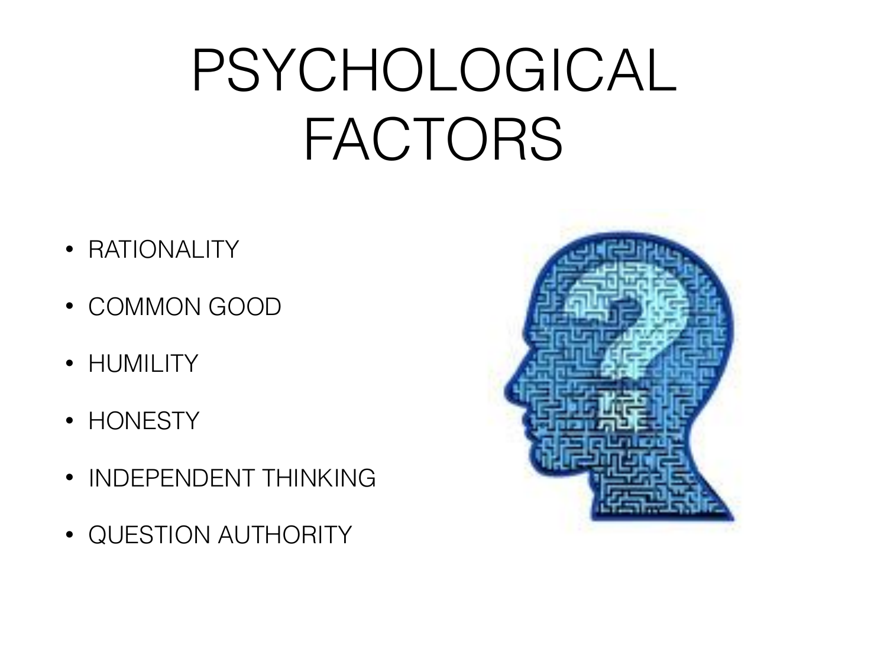# PSYCHOLOGICAL FACTORS

- RATIONALITY
- COMMON GOOD
- HUMILITY
- HONESTY
- INDEPENDENT THINKING
- QUESTION AUTHORITY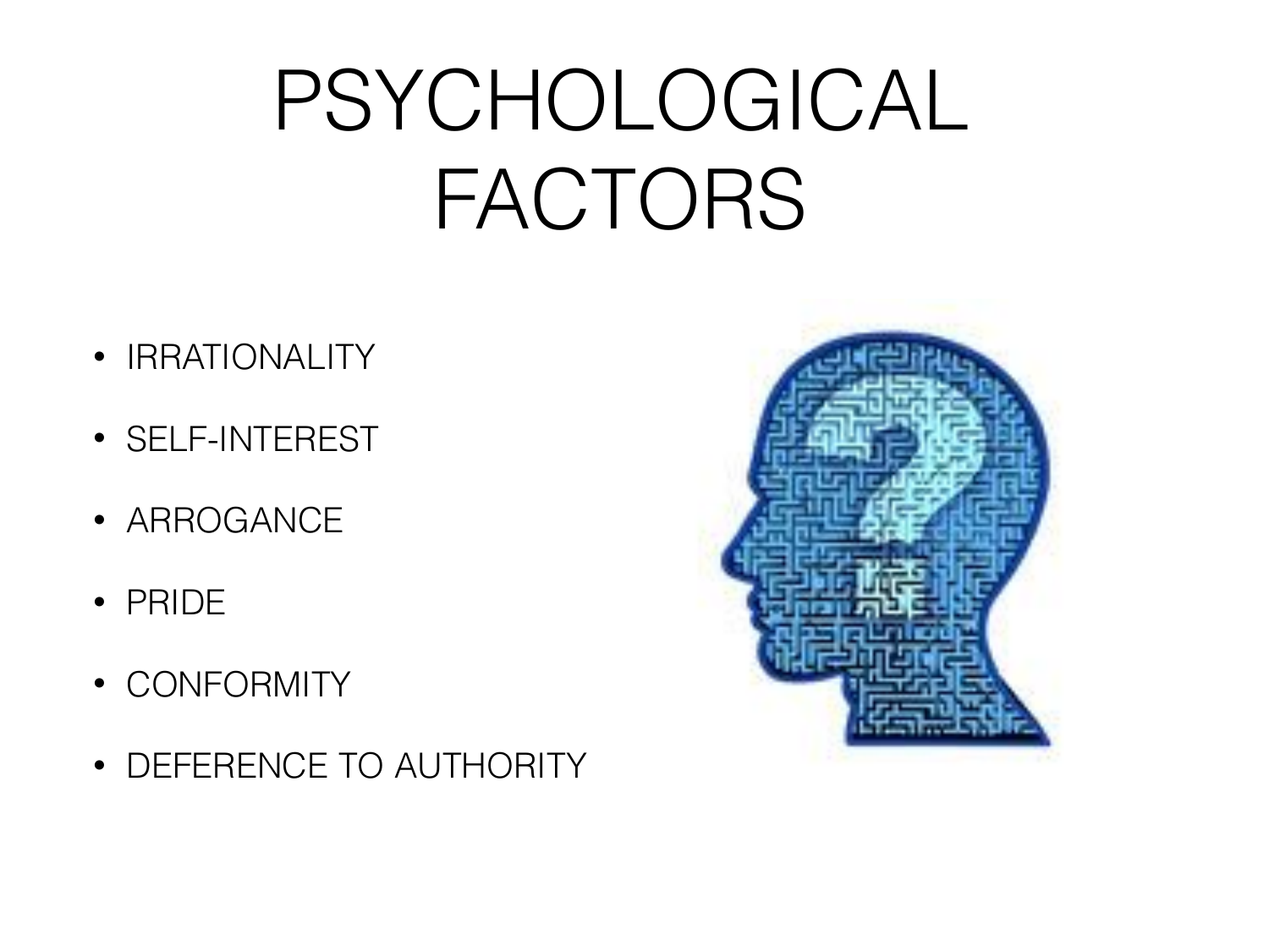# PSYCHOLOGICAL FACTORS

- IRRATIONALITY
- SELF-INTEREST
- ARROGANCE
- PRIDE
- CONFORMITY
- DEFERENCE TO AUTHORITY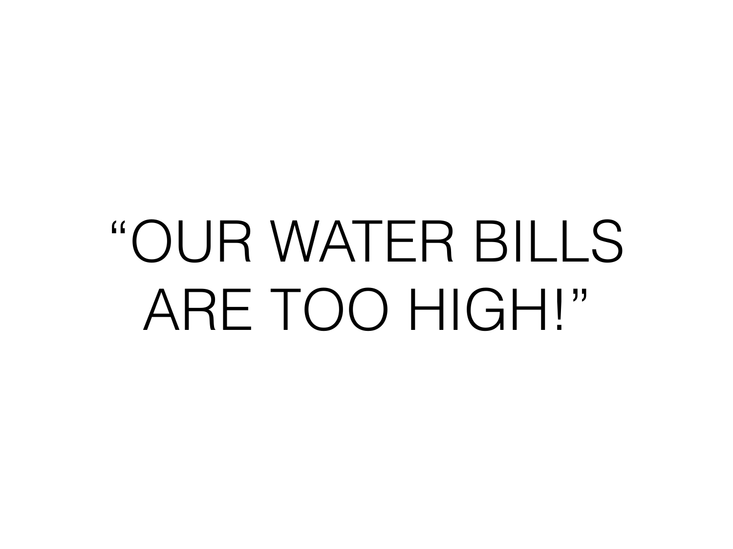"OUR WATER BILLS ARE TOO HIGH!"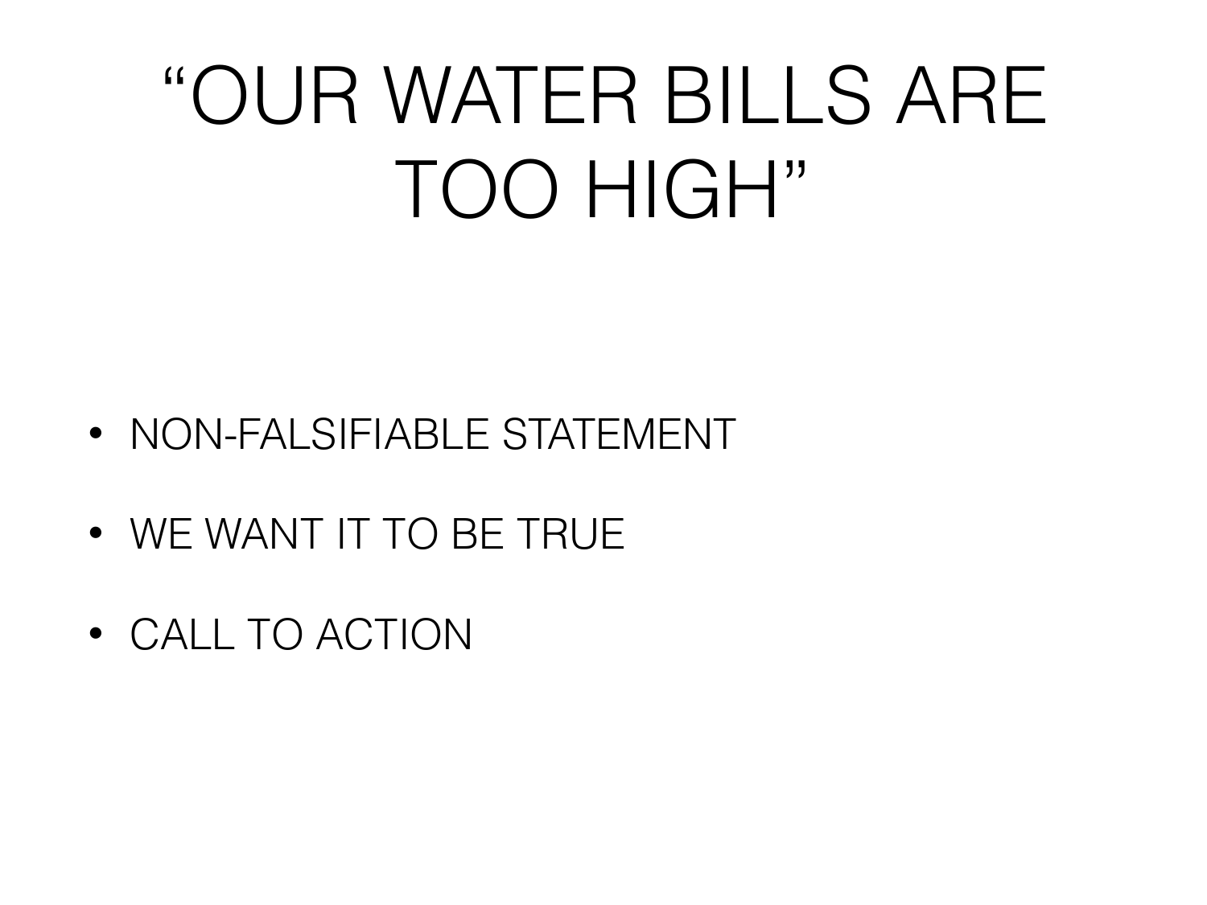# “OUR WATER BILLS ARE TOO HIGH”

- NON-FALSIFIABLE STATEMENT
- WE WANT IT TO BE TRUE
- CALL TO ACTION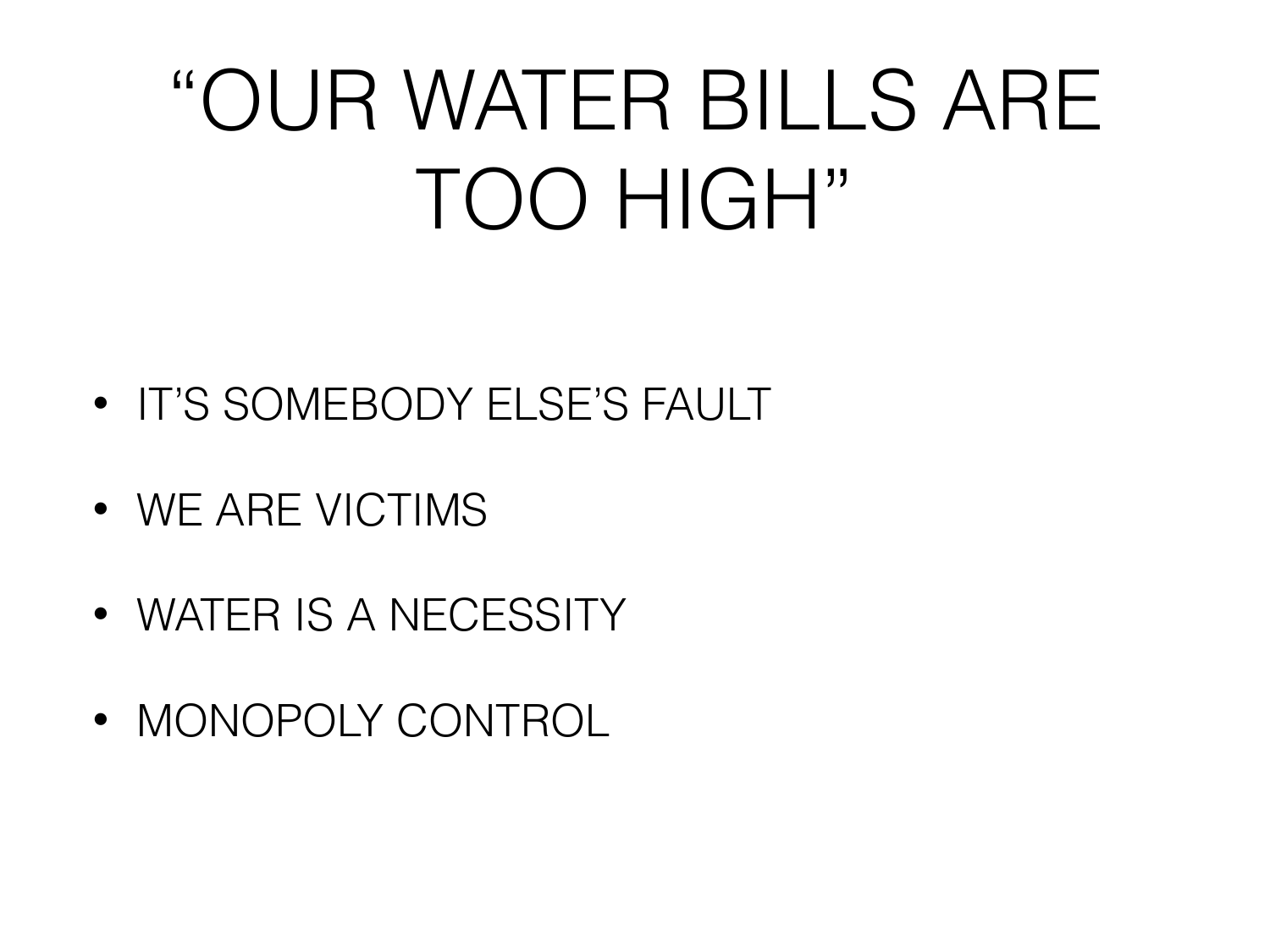# “OUR WATER BILLS ARE TOO HIGH”

- IT’S SOMEBODY ELSE’S FAULT
- WE ARE VICTIMS
- WATER IS A NECESSITY
- MONOPOLY CONTROL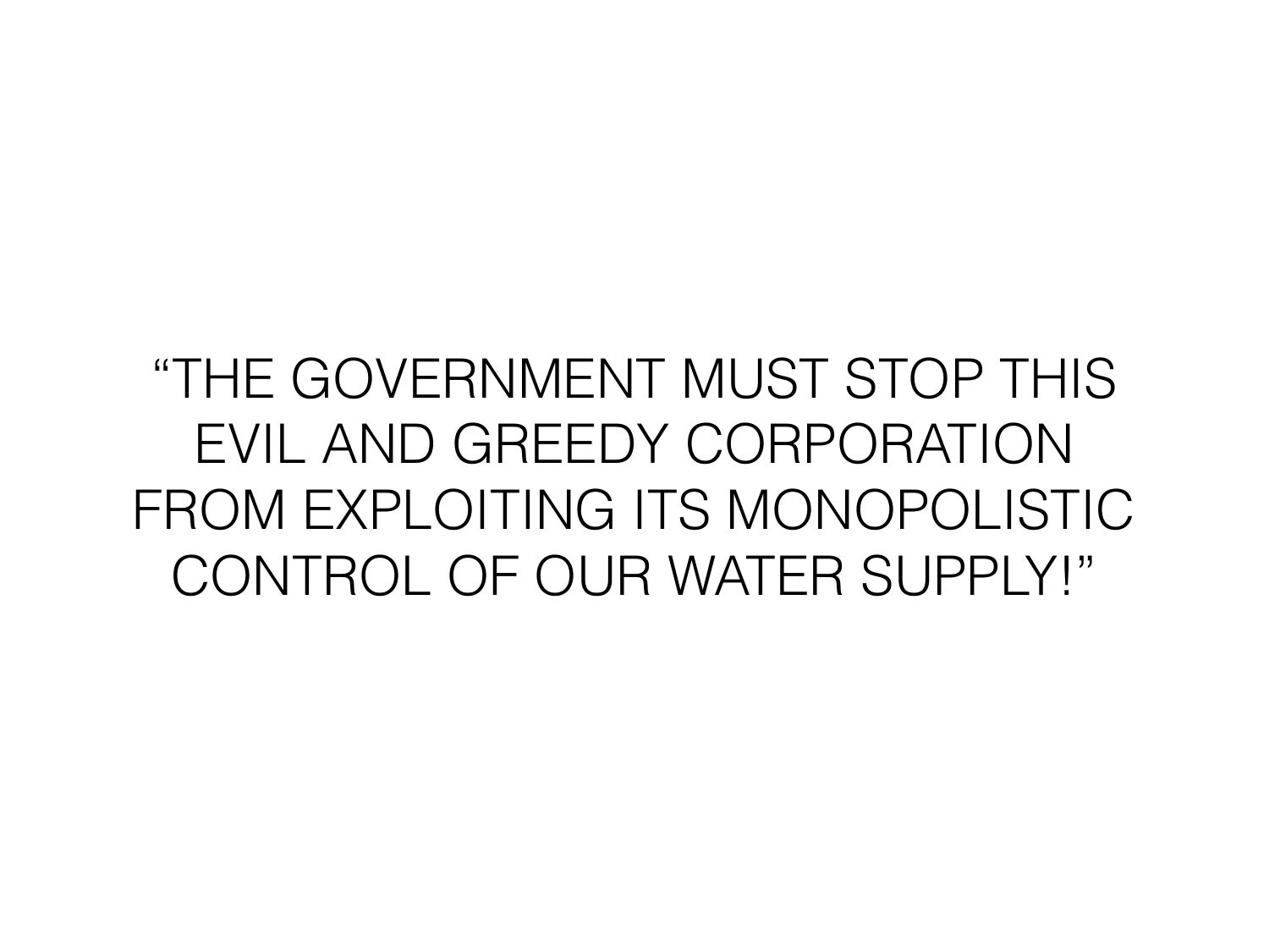"THE GOVERNMENT MUST STOP THIS EVIL AND GREEDY CORPORATION FROM EXPLOITING ITS MONOPOLISTIC CONTROL OF OUR WATER SUPPLY!"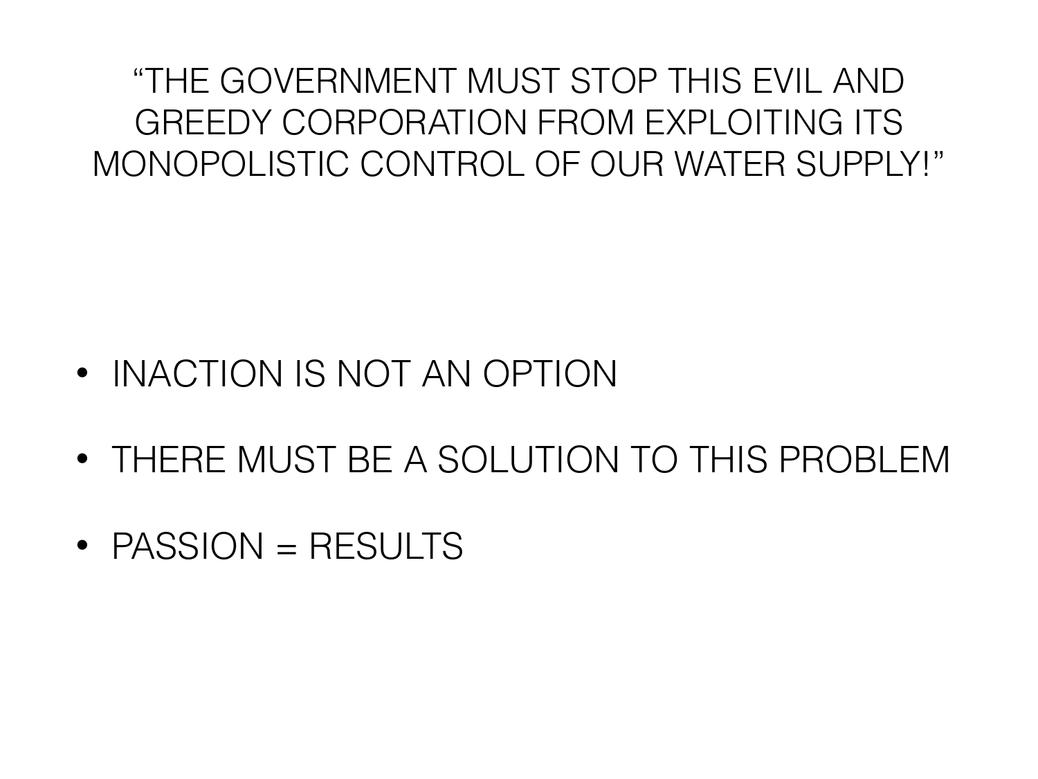“THE GOVERNMENT MUST STOP THIS EVIL AND GREEDY CORPORATION FROM EXPLOITING ITS MONOPOLISTIC CONTROL OF OUR WATER SUPPLY!”

- INACTION IS NOT AN OPTION
- THERE MUST BE A SOLUTION TO THIS PROBLEM
- PASSION = RESULTS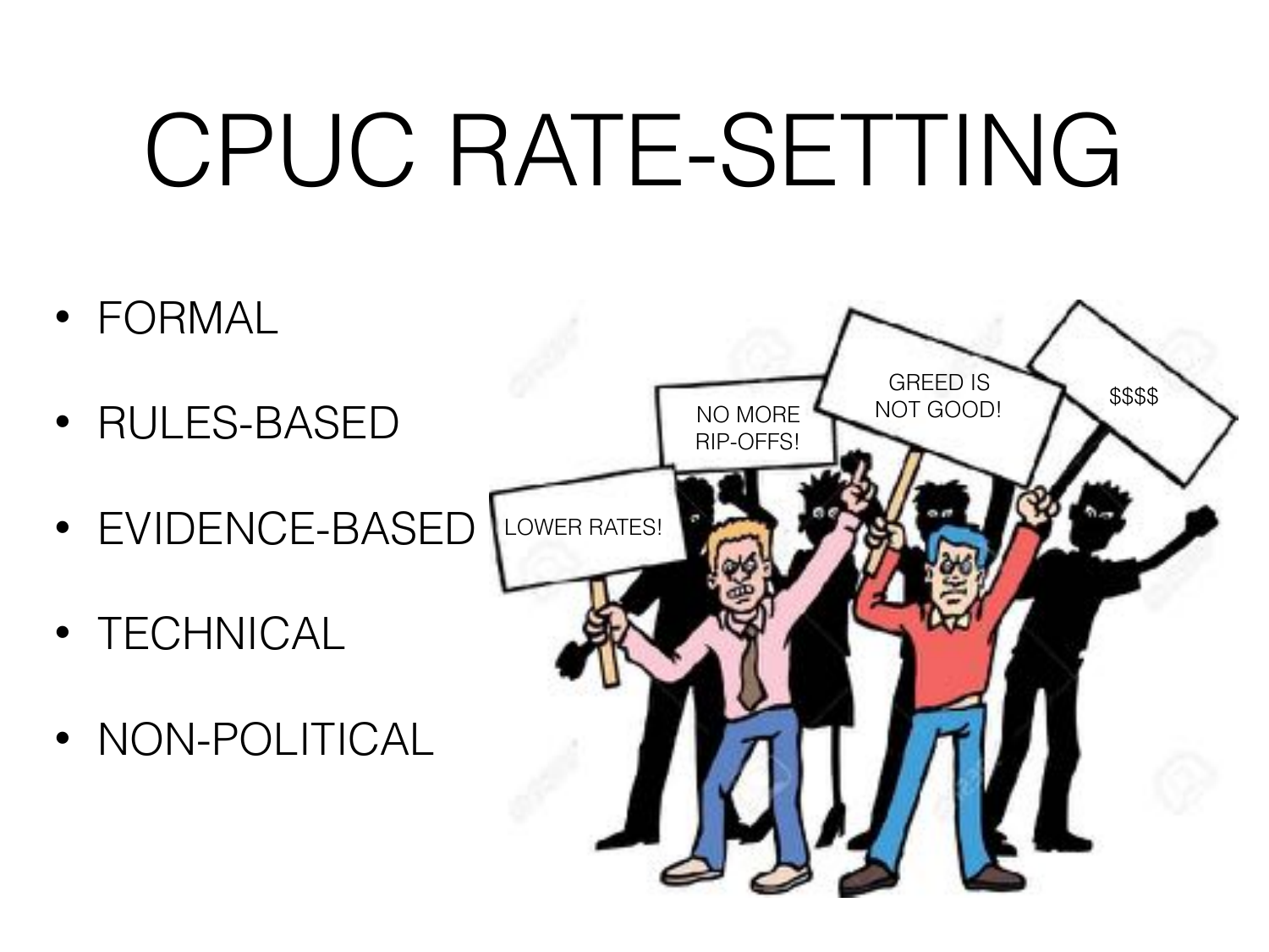# CPUC RATE-SETTING

- FORMAL
- RULES-BASED
- EVIDENCE-BASED
- TECHNICAL
- NON-POLITICAL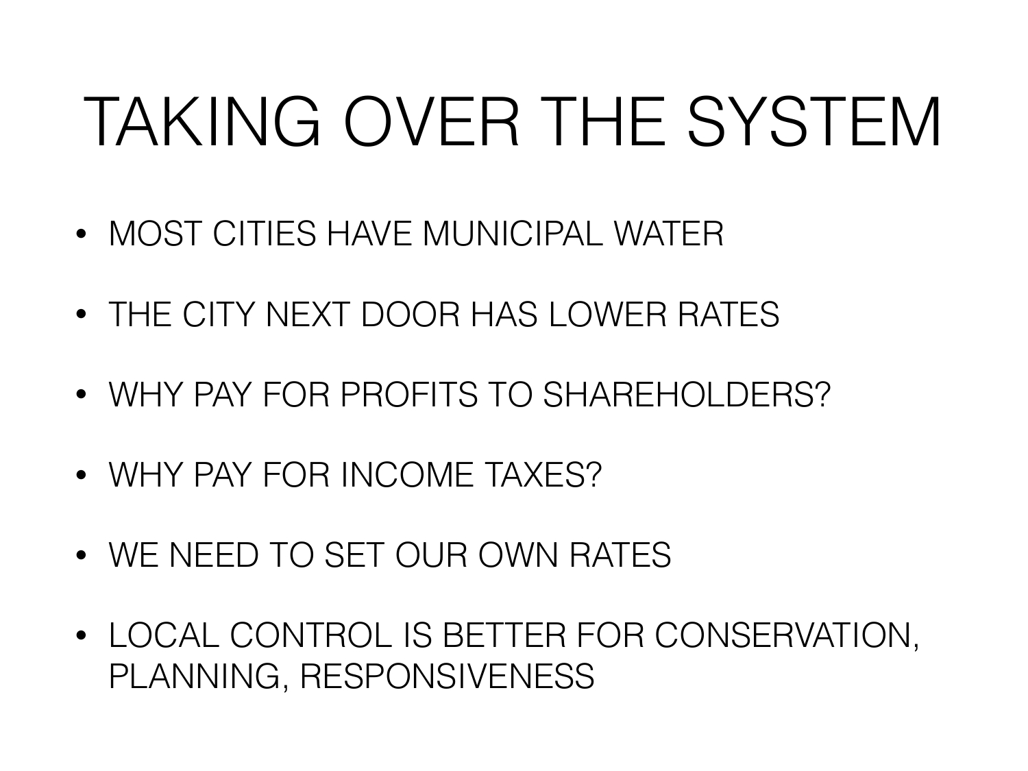# TAKING OVER THE SYSTEM

- MOST CITIES HAVE MUNICIPAL WATER
- THE CITY NEXT DOOR HAS LOWER RATES
- WHY PAY FOR PROFITS TO SHAREHOLDERS?
- WHY PAY FOR INCOME TAXES?
- WE NEED TO SET OUR OWN RATES
- LOCAL CONTROL IS BETTER FOR CONSERVATION, PLANNING, RESPONSIVENESS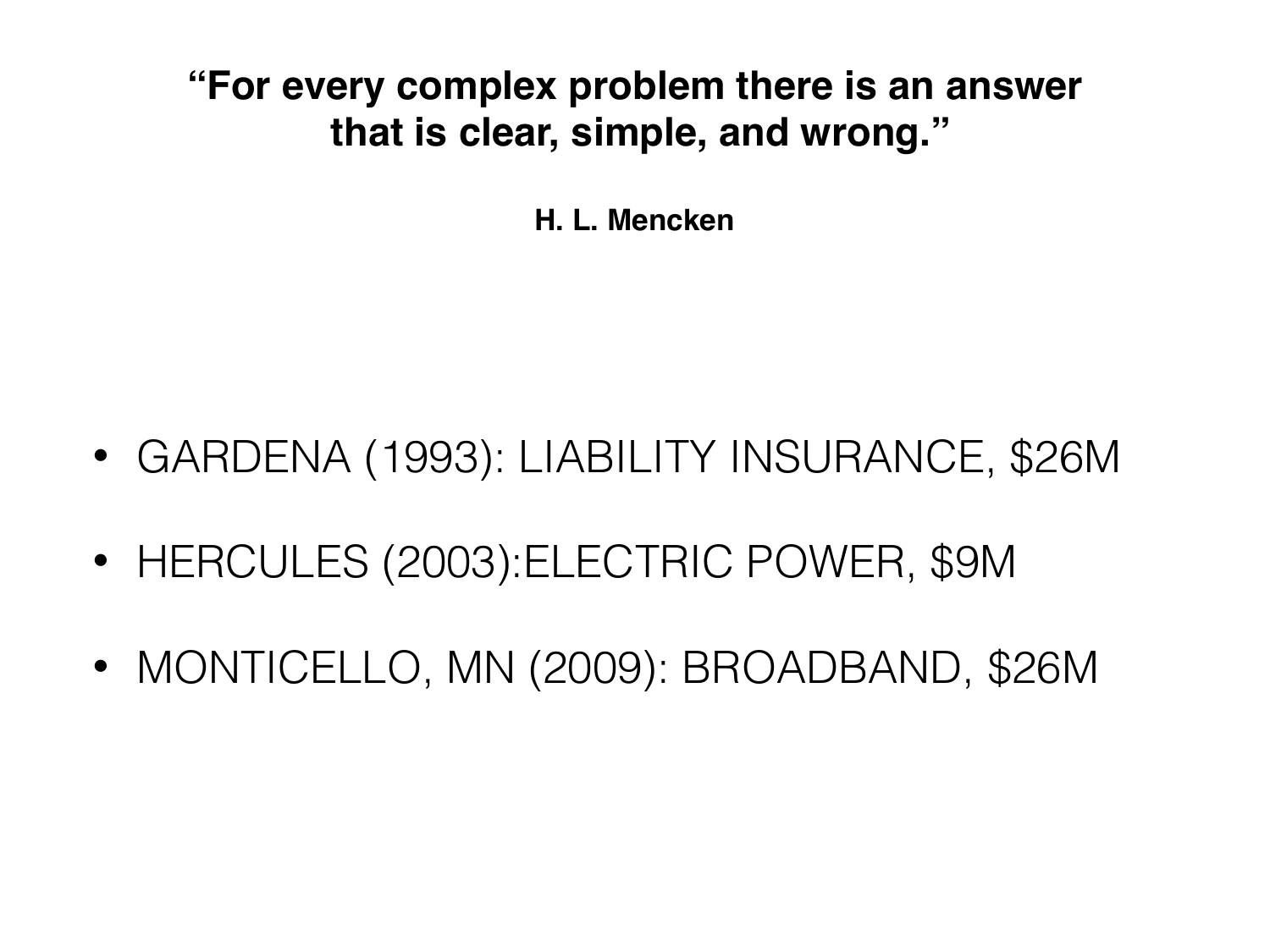**“For every complex problem there is an answer that is clear, simple, and wrong.”**

**H. L. Mencken**

- GARDENA (1993): LIABILITY INSURANCE, $26M
- HERCULES (2003):ELECTRIC POWER, $9M
- MONTICELLO, MN (2009): BROADBAND, $26M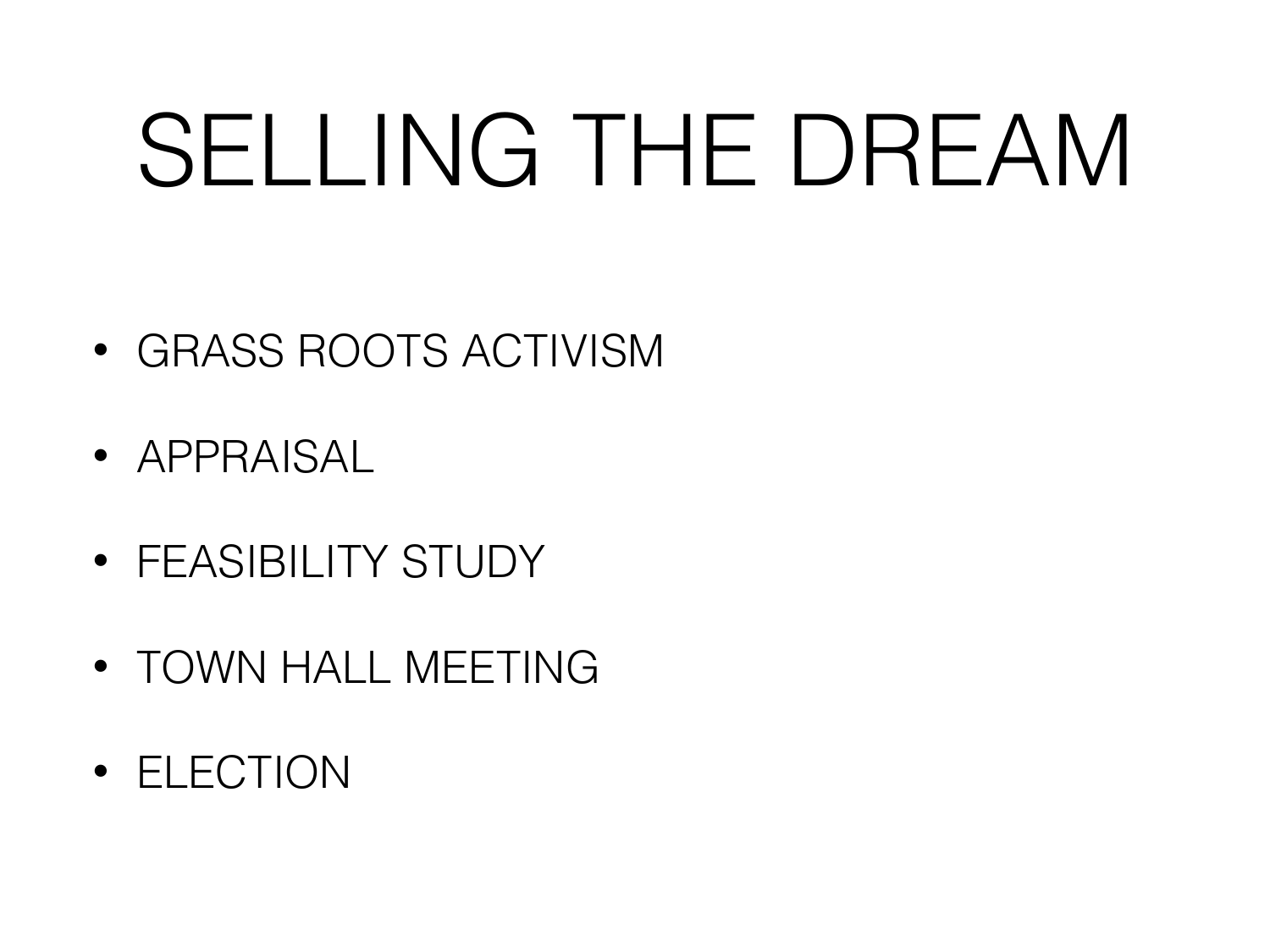# SELLING THE DREAM

- GRASS ROOTS ACTIVISM
- APPRAISAL
- FEASIBILITY STUDY
- TOWN HALL MEETING
- ELECTION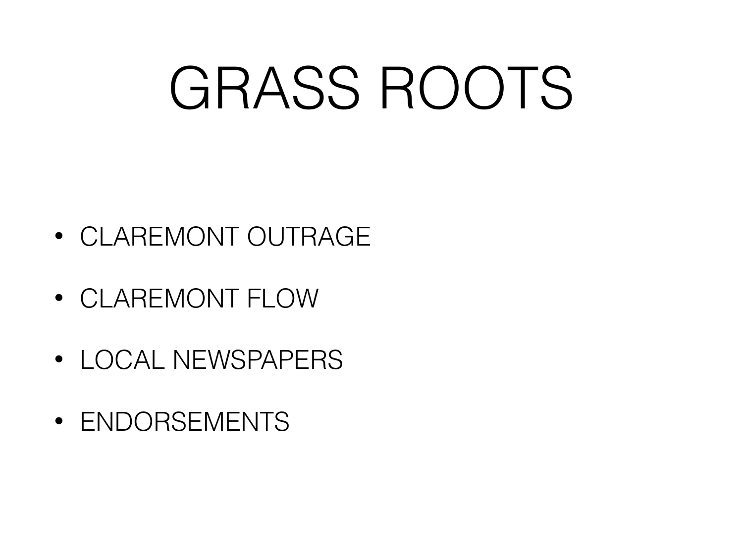# GRASS ROOTS

- CLAREMONT OUTRAGE
- CLAREMONT FLOW
- LOCAL NEWSPAPERS
- ENDORSEMENTS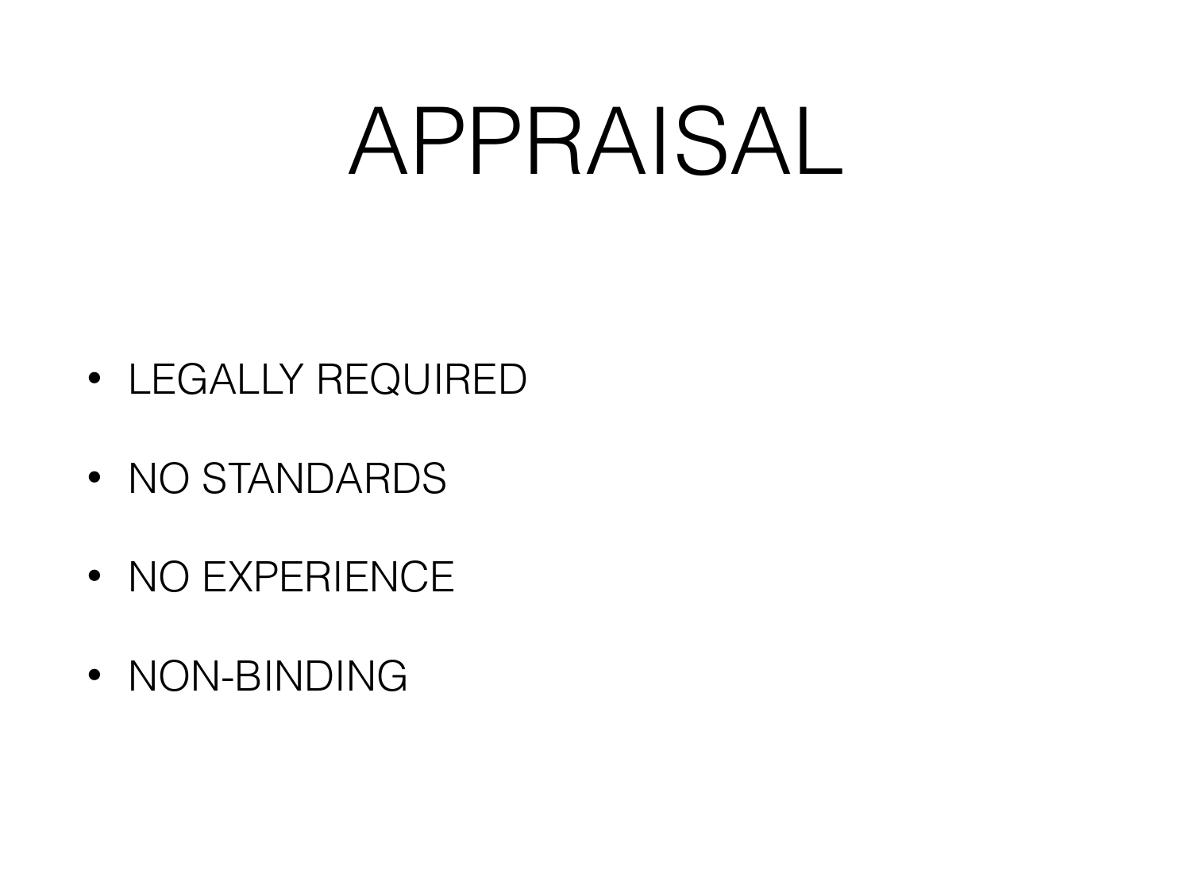# APPRAISAL

- LEGALLY REQUIRED
- NO STANDARDS
- NO EXPERIENCE
- NON-BINDING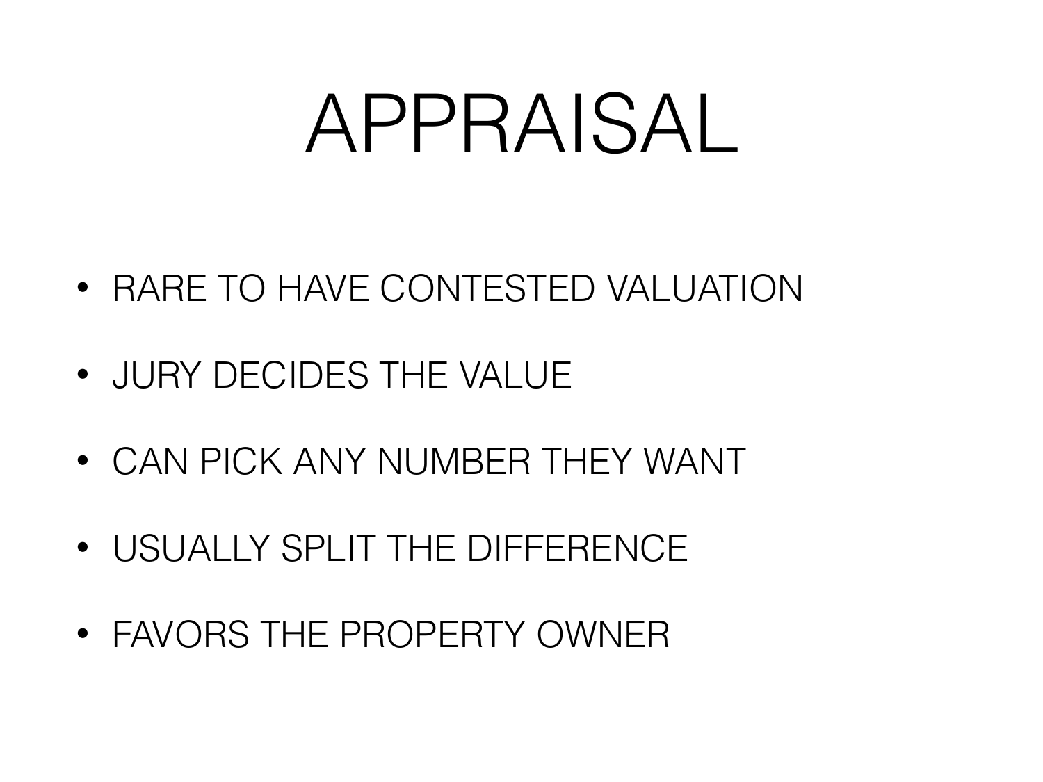# APPRAISAL

- RARE TO HAVE CONTESTED VALUATION
- JURY DECIDES THE VALUE
- CAN PICK ANY NUMBER THEY WANT
- USUALLY SPLIT THE DIFFERENCE
- FAVORS THE PROPERTY OWNER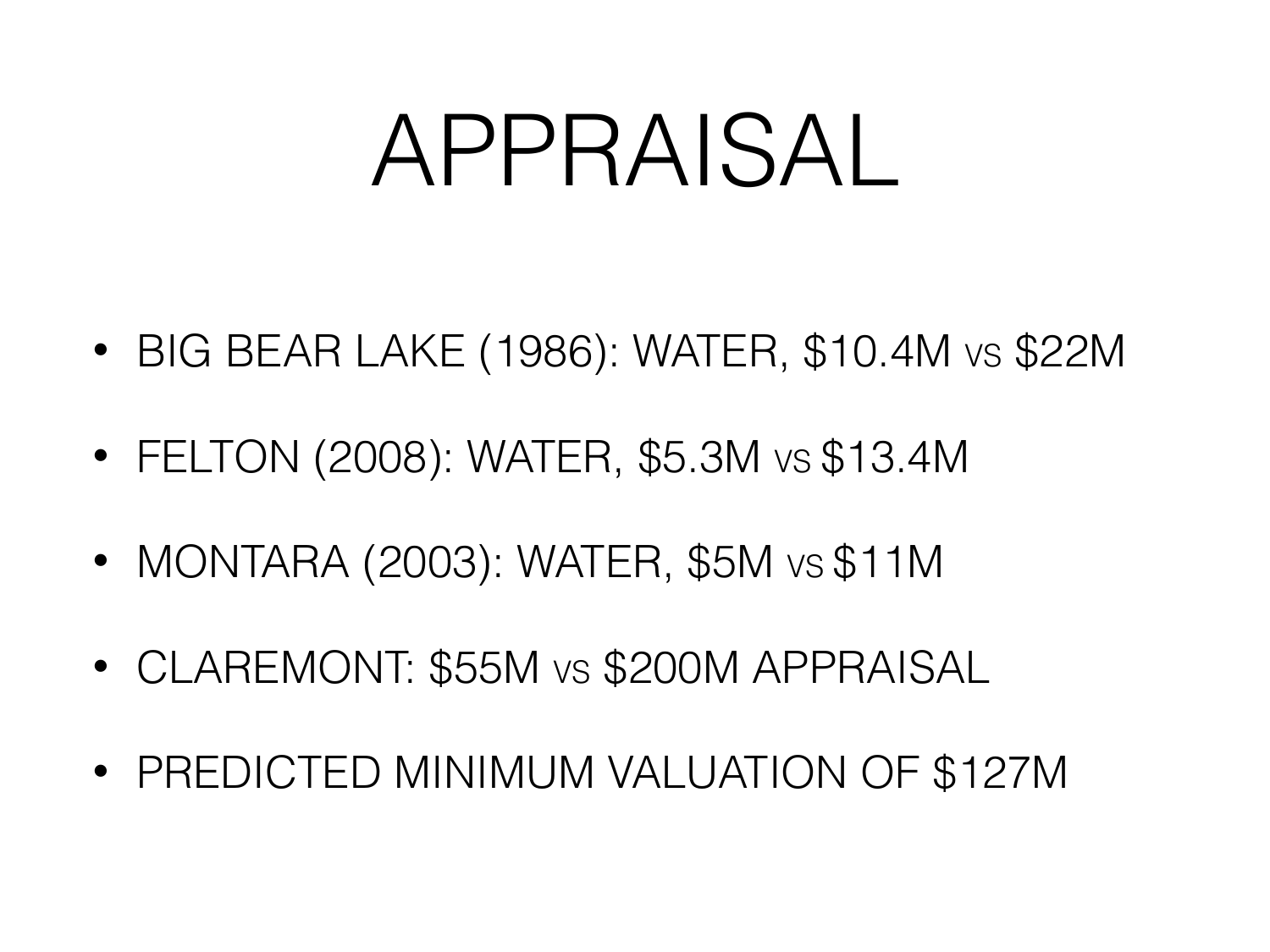# APPRAISAL

- BIG BEAR LAKE (1986): WATER, $10.4M VS $22M
- FELTON (2008): WATER, $5.3M VS $13.4M
- MONTARA (2003): WATER, $5M VS $11M
- CLAREMONT: $55M VS $200M APPRAISAL
- PREDICTED MINIMUM VALUATION OF $127M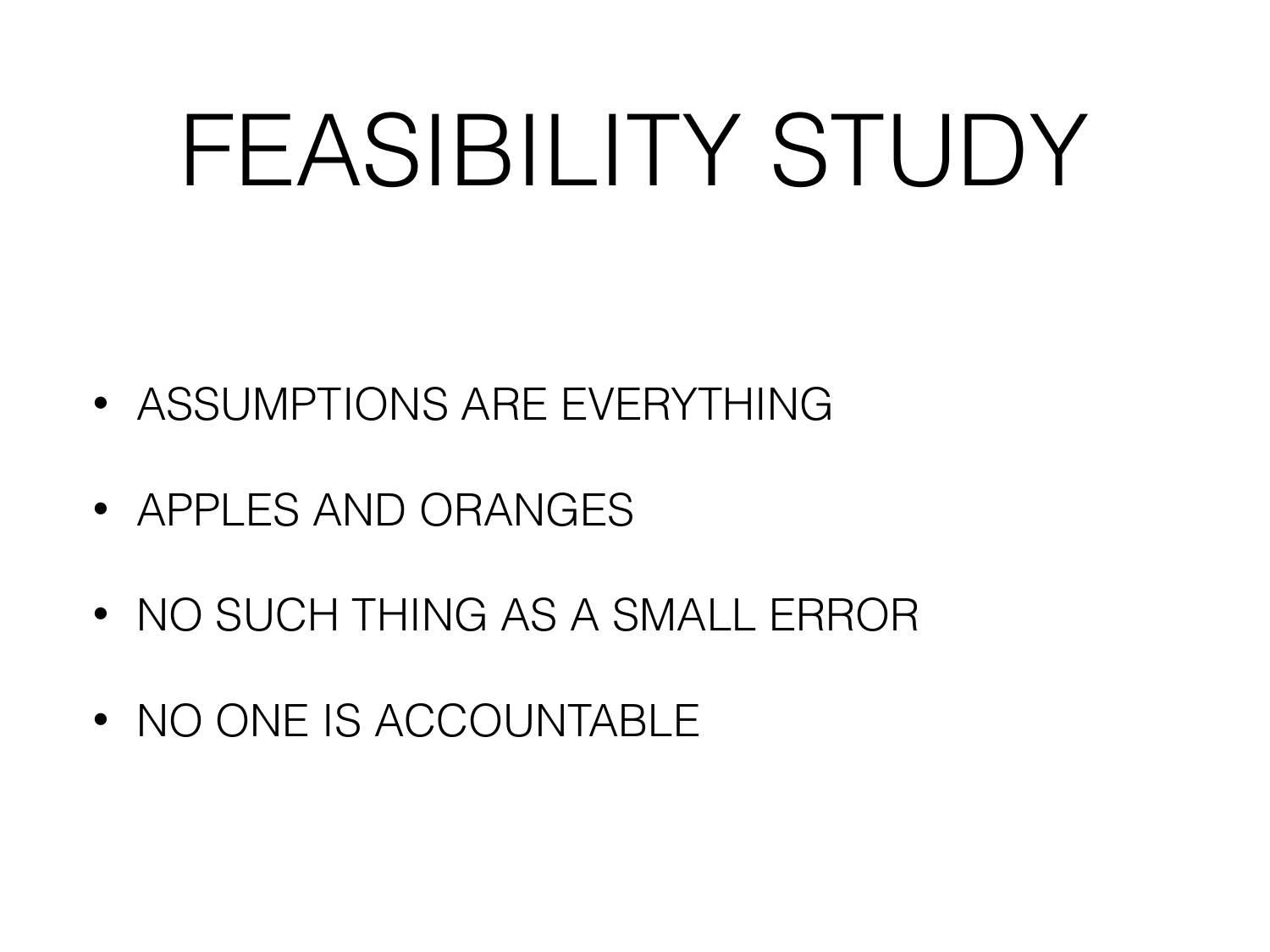# FEASIBILITY STUDY

- ASSUMPTIONS ARE EVERYTHING
- APPLES AND ORANGES
- NO SUCH THING AS A SMALL ERROR
- NO ONE IS ACCOUNTABLE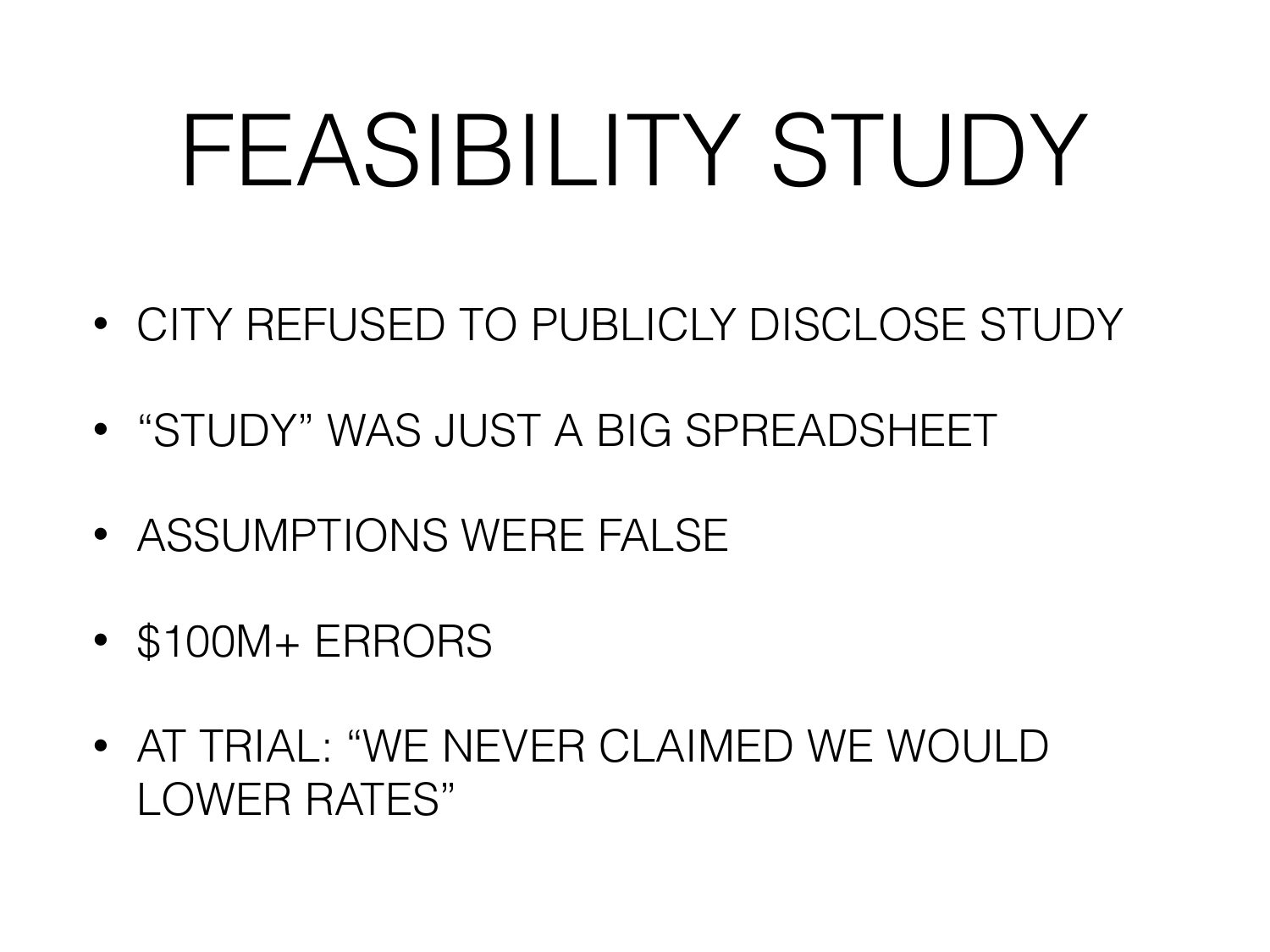# FEASIBILITY STUDY

- CITY REFUSED TO PUBLICLY DISCLOSE STUDY
- "STUDY" WAS JUST A BIG SPREADSHEET
- ASSUMPTIONS WERE FALSE
- $100M+ ERRORS
- AT TRIAL: "WE NEVER CLAIMED WE WOULD LOWER RATES"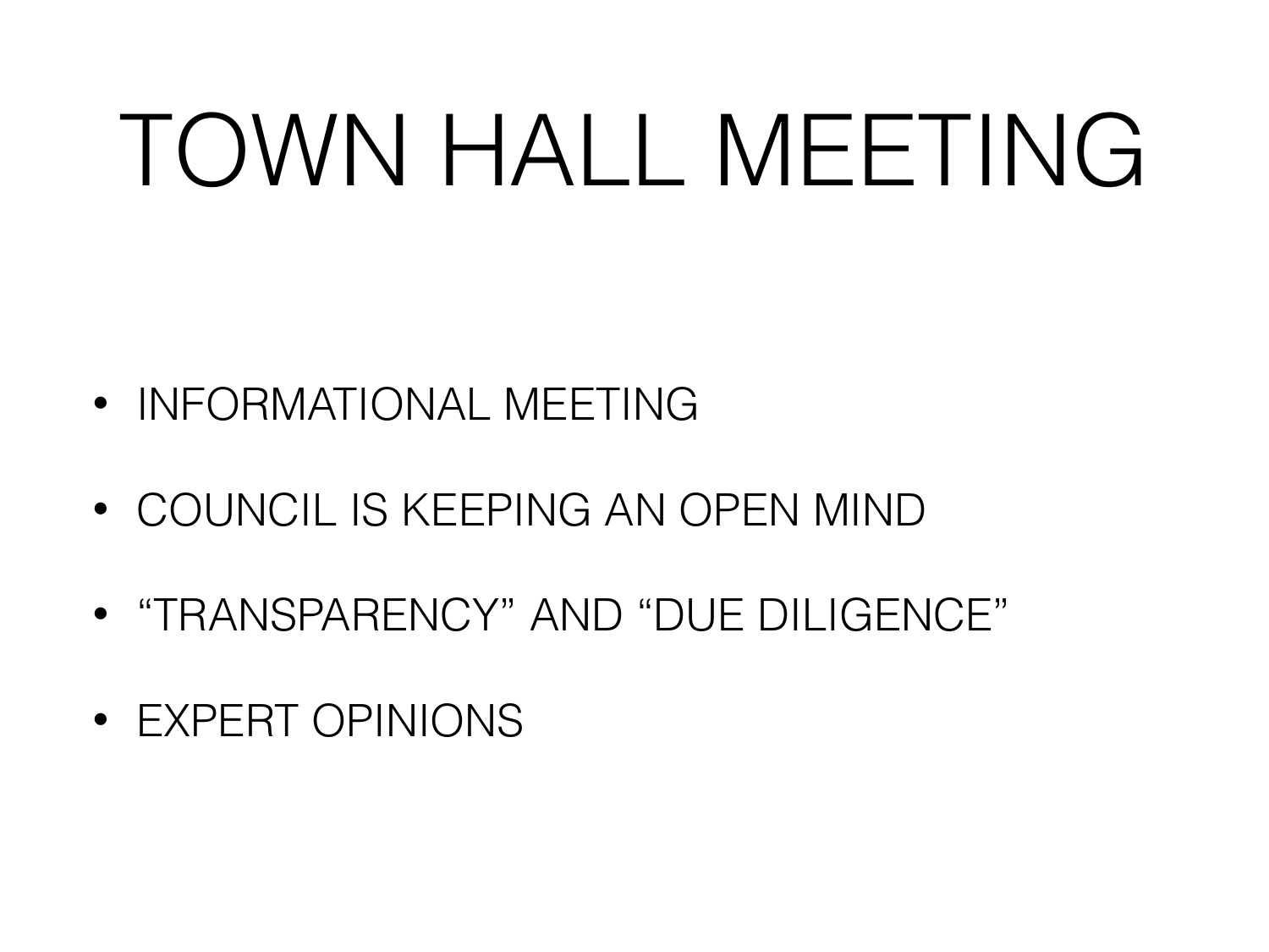# TOWN HALL MEETING

- INFORMATIONAL MEETING
- COUNCIL IS KEEPING AN OPEN MIND
- "TRANSPARENCY" AND "DUE DILIGENCE"
- EXPERT OPINIONS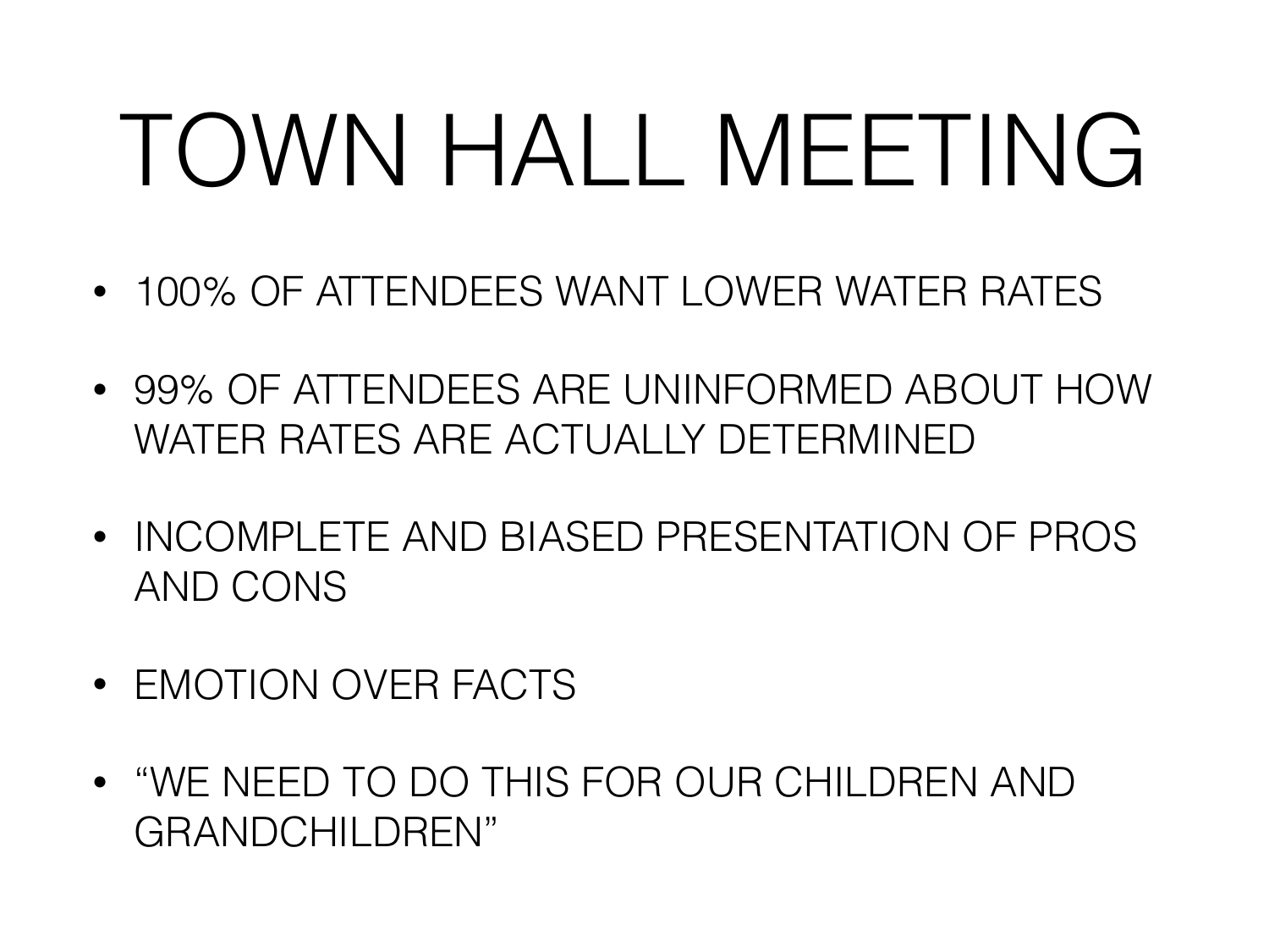# TOWN HALL MEETING

- 100% OF ATTENDEES WANT LOWER WATER RATES
- 99% OF ATTENDEES ARE UNINFORMED ABOUT HOW WATER RATES ARE ACTUALLY DETERMINED
- INCOMPLETE AND BIASED PRESENTATION OF PROS AND CONS
- EMOTION OVER FACTS
- "WE NEED TO DO THIS FOR OUR CHILDREN AND GRANDCHILDREN"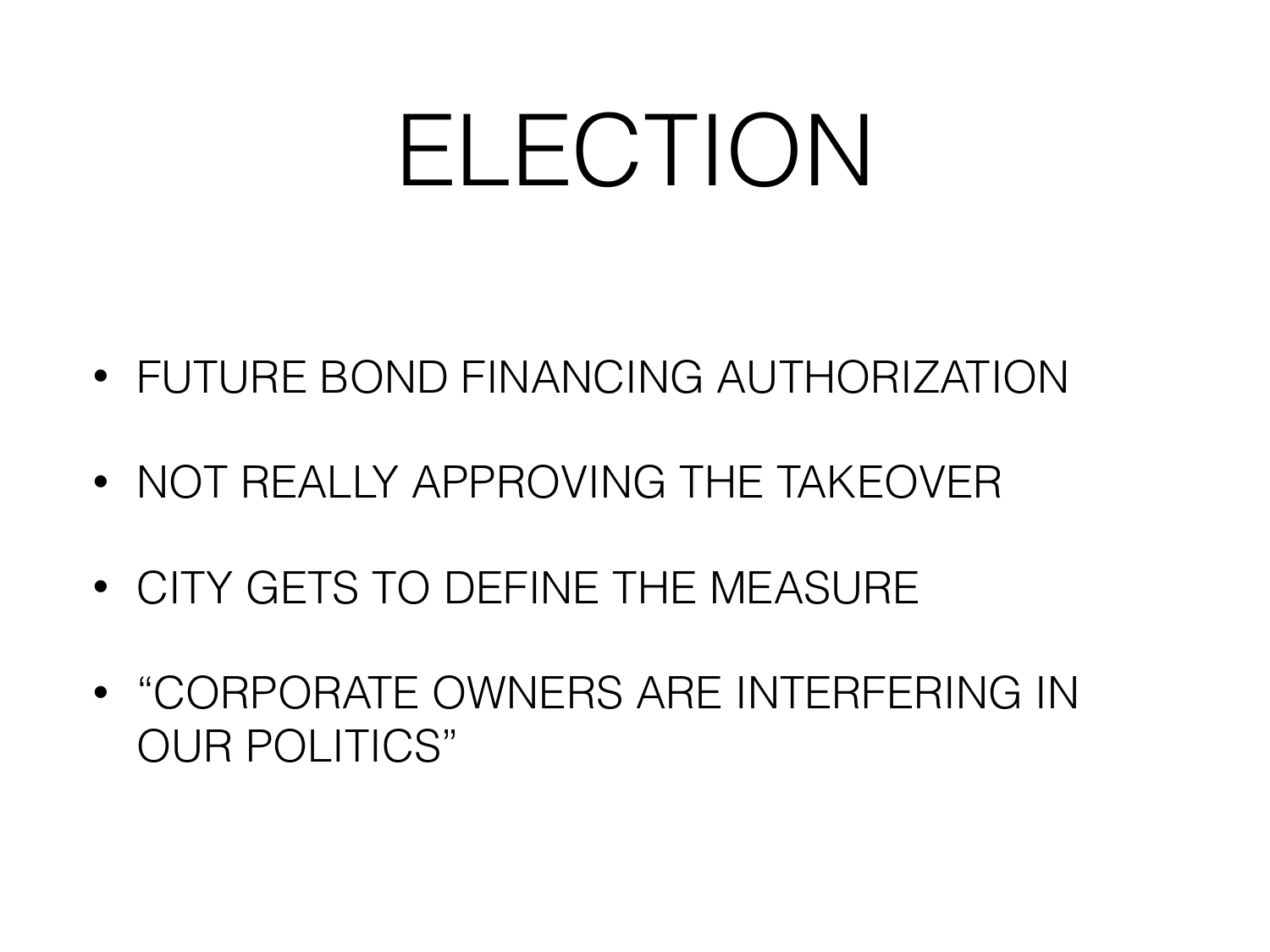# ELECTION

- FUTURE BOND FINANCING AUTHORIZATION
- NOT REALLY APPROVING THE TAKEOVER
- CITY GETS TO DEFINE THE MEASURE
- "CORPORATE OWNERS ARE INTERFERING IN OUR POLITICS"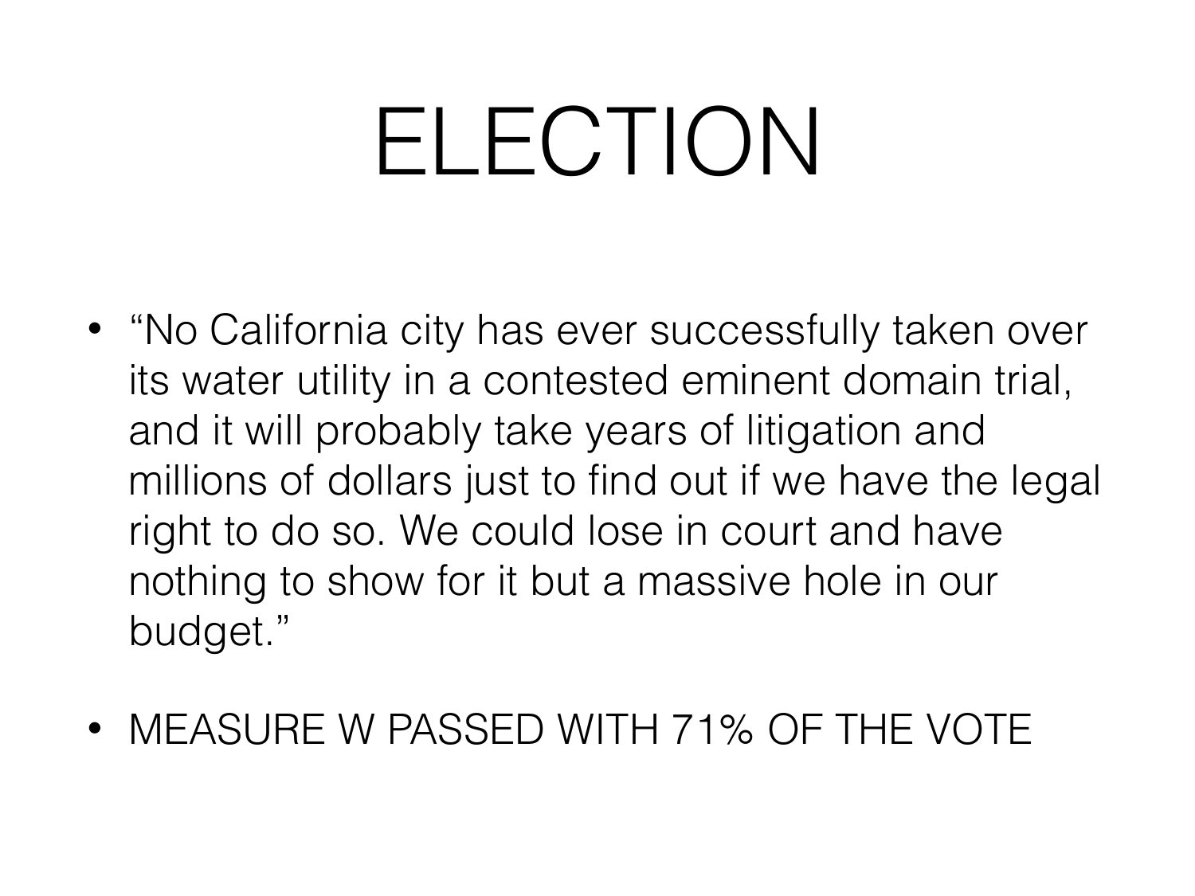# ELECTION

- "No California city has ever successfully taken over its water utility in a contested eminent domain trial, and it will probably take years of litigation and millions of dollars just to find out if we have the legal right to do so. We could lose in court and have nothing to show for it but a massive hole in our budget."
- MEASURE W PASSED WITH 71% OF THE VOTE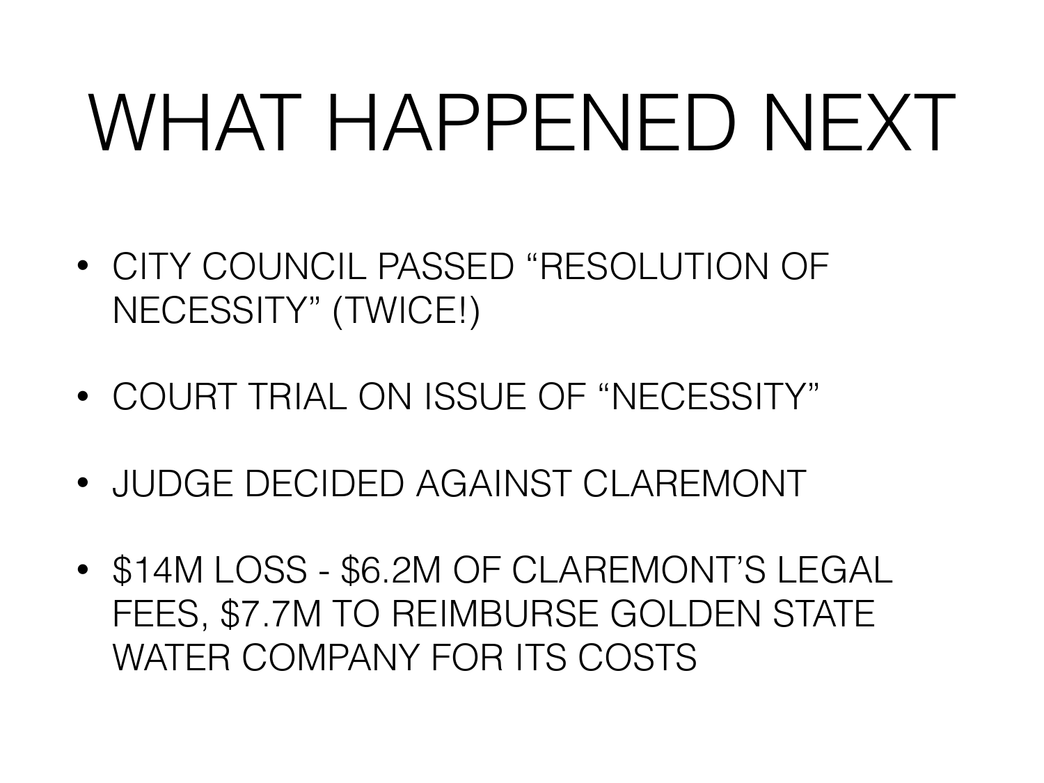# WHAT HAPPENED NEXT

- CITY COUNCIL PASSED "RESOLUTION OF NECESSITY" (TWICE!)
- COURT TRIAL ON ISSUE OF "NECESSITY"
- JUDGE DECIDED AGAINST CLAREMONT
- $14M LOSS - $6.2M OF CLAREMONT'S LEGAL FEES, $7.7M TO REIMBURSE GOLDEN STATE WATER COMPANY FOR ITS COSTS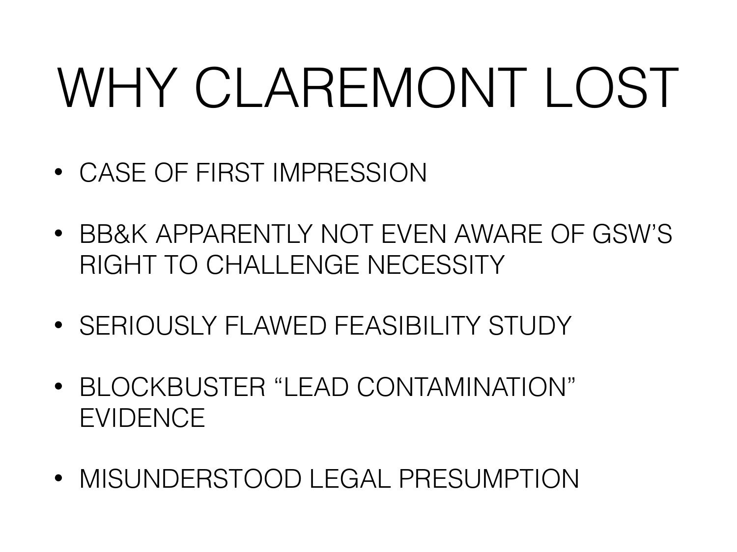# WHY CLAREMONT LOST

- CASE OF FIRST IMPRESSION
- BB&K APPARENTLY NOT EVEN AWARE OF GSW'S RIGHT TO CHALLENGE NECESSITY
- SERIOUSLY FLAWED FEASIBILITY STUDY
- BLOCKBUSTER "LEAD CONTAMINATION" EVIDENCE
- MISUNDERSTOOD LEGAL PRESUMPTION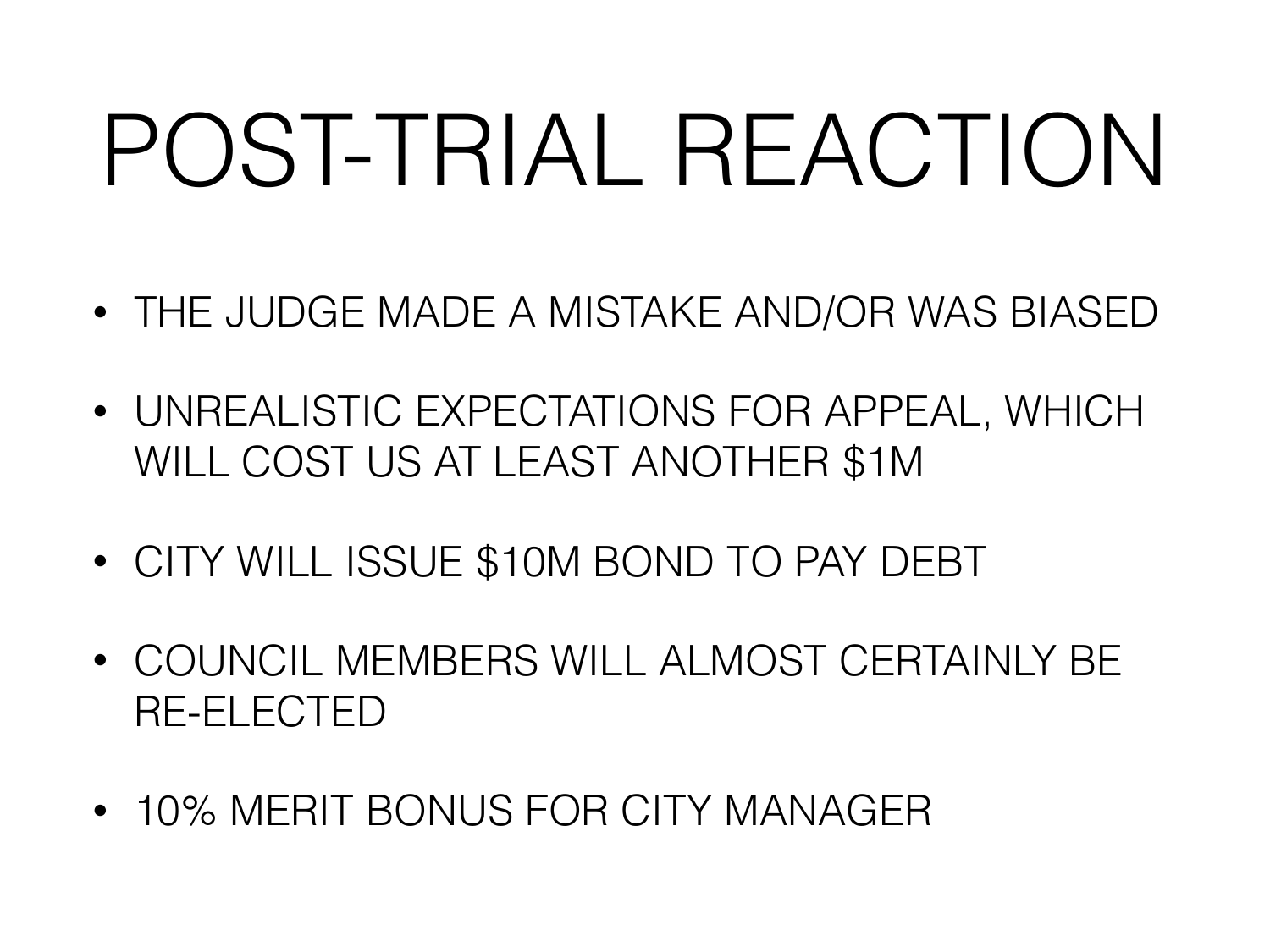# POST-TRIAL REACTION

- THE JUDGE MADE A MISTAKE AND/OR WAS BIASED
- UNREALISTIC EXPECTATIONS FOR APPEAL, WHICH WILL COST US AT LEAST ANOTHER $1M
- CITY WILL ISSUE $10M BOND TO PAY DEBT
- COUNCIL MEMBERS WILL ALMOST CERTAINLY BE RE-ELECTED
- 10% MERIT BONUS FOR CITY MANAGER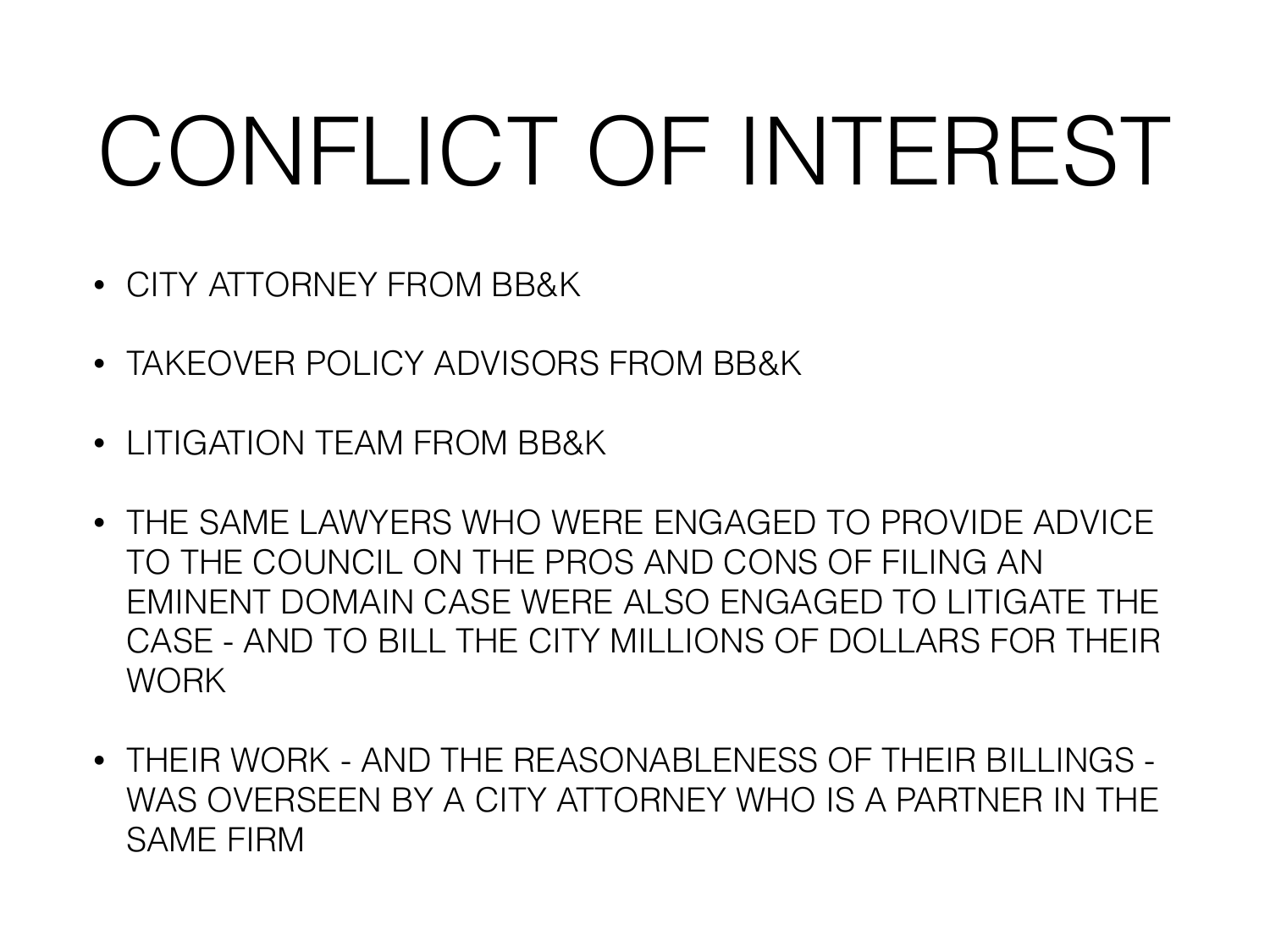# CONFLICT OF INTEREST

- CITY ATTORNEY FROM BB&K
- TAKEOVER POLICY ADVISORS FROM BB&K
- LITIGATION TEAM FROM BB&K
- THE SAME LAWYERS WHO WERE ENGAGED TO PROVIDE ADVICE TO THE COUNCIL ON THE PROS AND CONS OF FILING AN EMINENT DOMAIN CASE WERE ALSO ENGAGED TO LITIGATE THE CASE - AND TO BILL THE CITY MILLIONS OF DOLLARS FOR THEIR WORK
- THEIR WORK - AND THE REASONABLENESS OF THEIR BILLINGS - WAS OVERSEEN BY A CITY ATTORNEY WHO IS A PARTNER IN THE SAME FIRM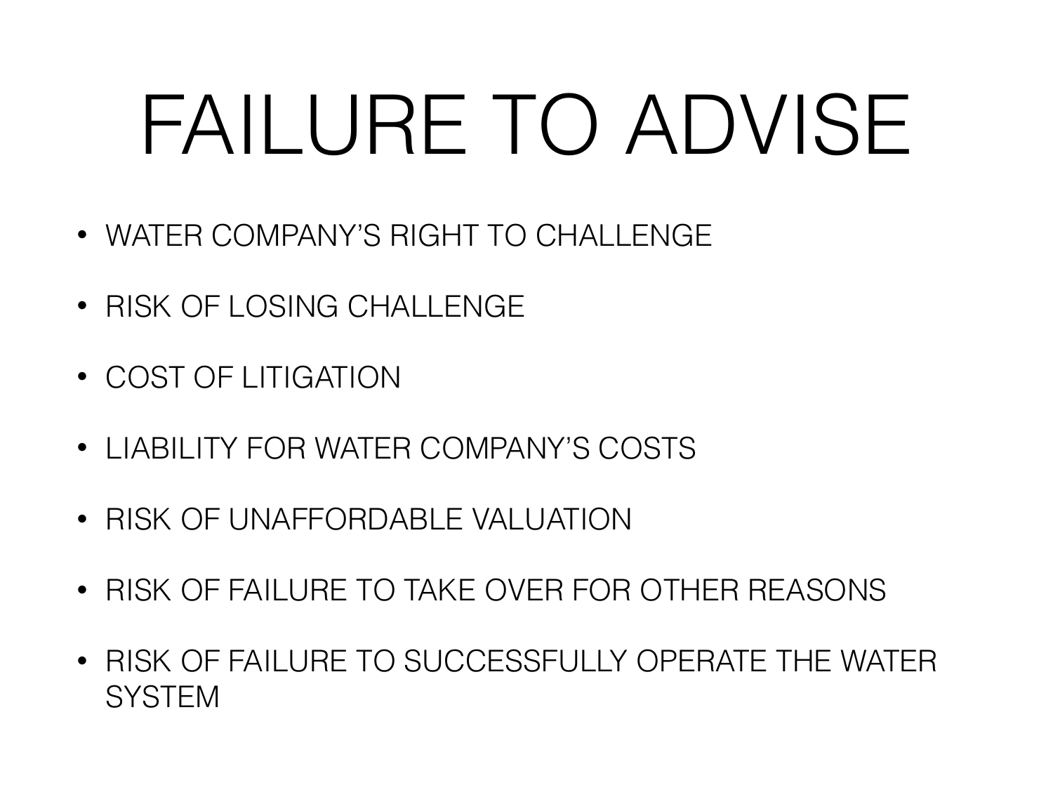# FAILURE TO ADVISE

- WATER COMPANY'S RIGHT TO CHALLENGE
- RISK OF LOSING CHALLENGE
- COST OF LITIGATION
- LIABILITY FOR WATER COMPANY'S COSTS
- RISK OF UNAFFORDABLE VALUATION
- RISK OF FAILURE TO TAKE OVER FOR OTHER REASONS
- RISK OF FAILURE TO SUCCESSFULLY OPERATE THE WATER SYSTEM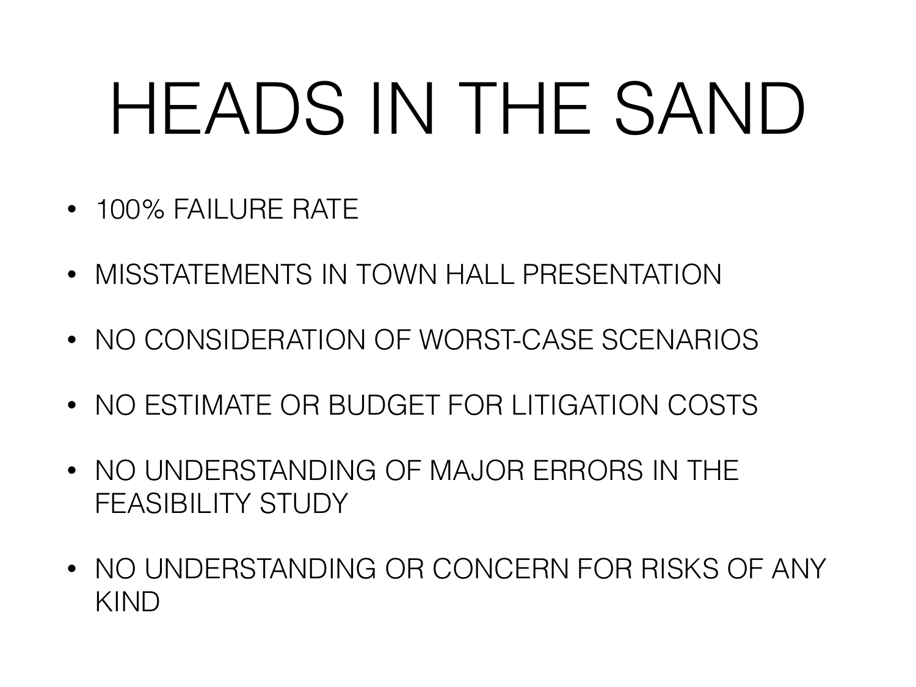# HEADS IN THE SAND

- 100% FAILURE RATE
- MISSTATEMENTS IN TOWN HALL PRESENTATION
- NO CONSIDERATION OF WORST-CASE SCENARIOS
- NO ESTIMATE OR BUDGET FOR LITIGATION COSTS
- NO UNDERSTANDING OF MAJOR ERRORS IN THE FEASIBILITY STUDY
- NO UNDERSTANDING OR CONCERN FOR RISKS OF ANY KIND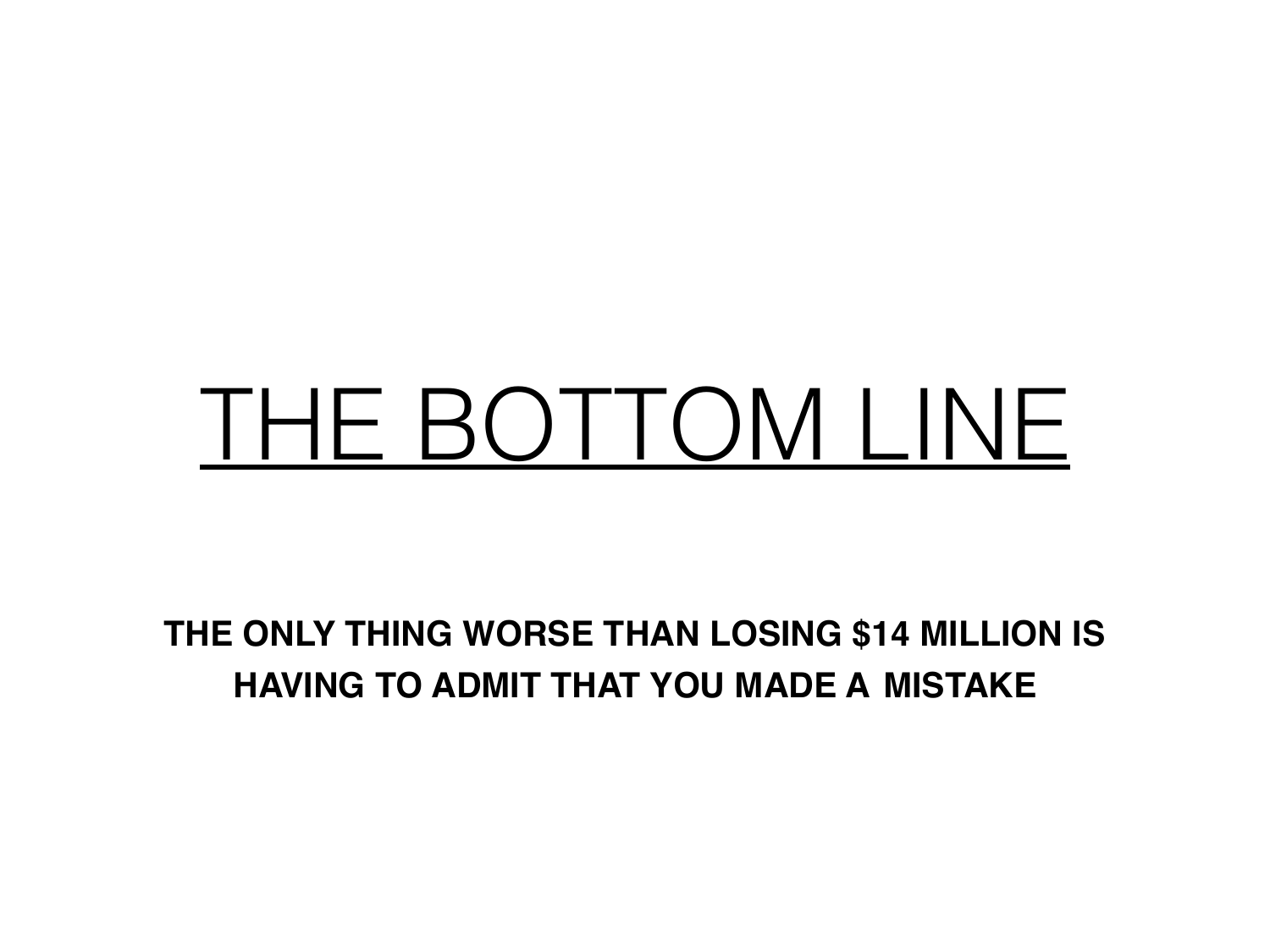# THE BOTTOM LINE

**THE ONLY THING WORSE THAN LOSING $14 MILLION IS HAVING TO ADMIT THAT YOU MADE A MISTAKE**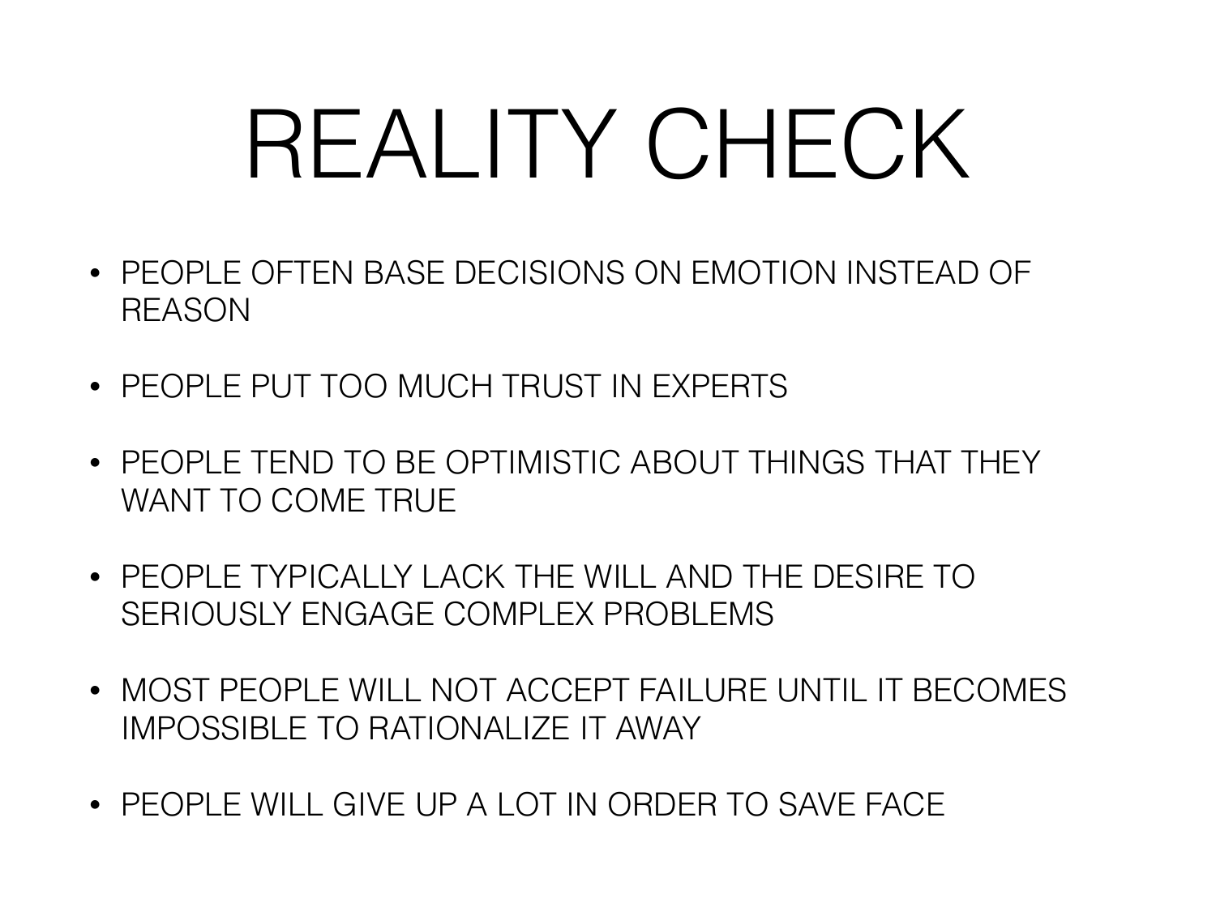# REALITY CHECK

- PEOPLE OFTEN BASE DECISIONS ON EMOTION INSTEAD OF REASON
- PEOPLE PUT TOO MUCH TRUST IN EXPERTS
- PEOPLE TEND TO BE OPTIMISTIC ABOUT THINGS THAT THEY WANT TO COME TRUE
- PEOPLE TYPICALLY LACK THE WILL AND THE DESIRE TO SERIOUSLY ENGAGE COMPLEX PROBLEMS
- MOST PEOPLE WILL NOT ACCEPT FAILURE UNTIL IT BECOMES IMPOSSIBLE TO RATIONALIZE IT AWAY
- PEOPLE WILL GIVE UP A LOT IN ORDER TO SAVE FACE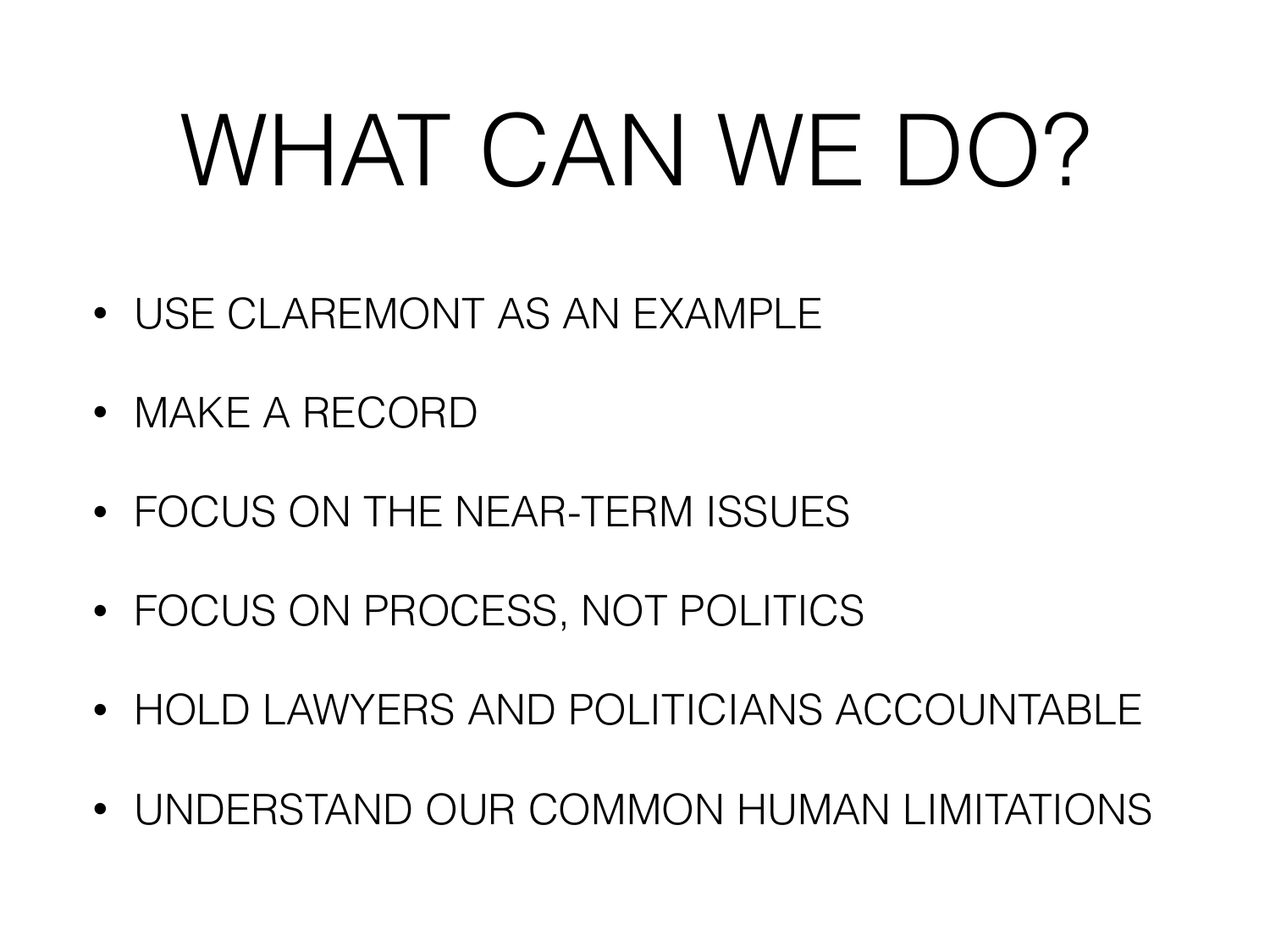# WHAT CAN WE DO?

- USE CLAREMONT AS AN EXAMPLE
- MAKE A RECORD
- FOCUS ON THE NEAR-TERM ISSUES
- FOCUS ON PROCESS, NOT POLITICS
- HOLD LAWYERS AND POLITICIANS ACCOUNTABLE
- UNDERSTAND OUR COMMON HUMAN LIMITATIONS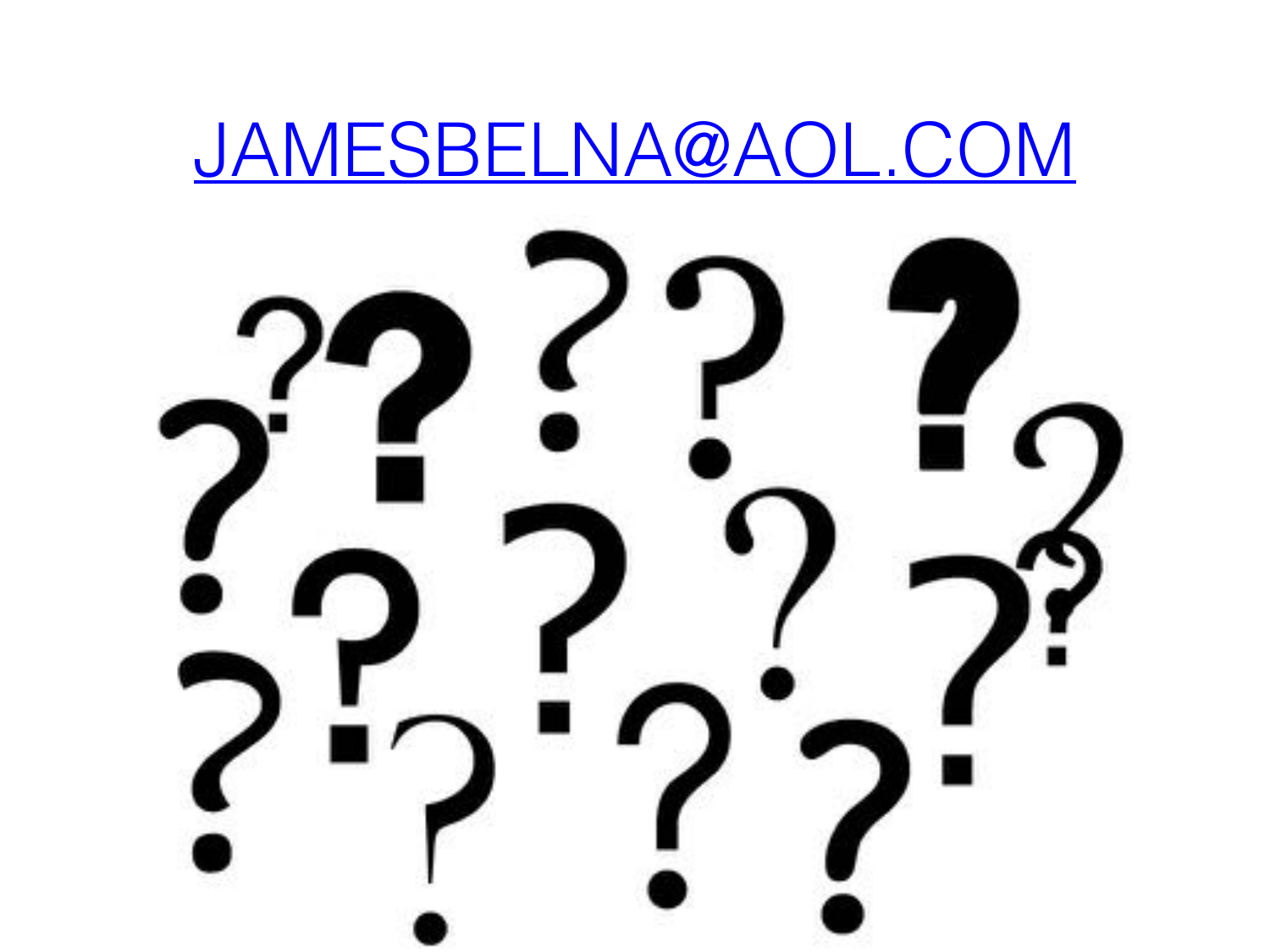JAMESBELNA@AOL.COM